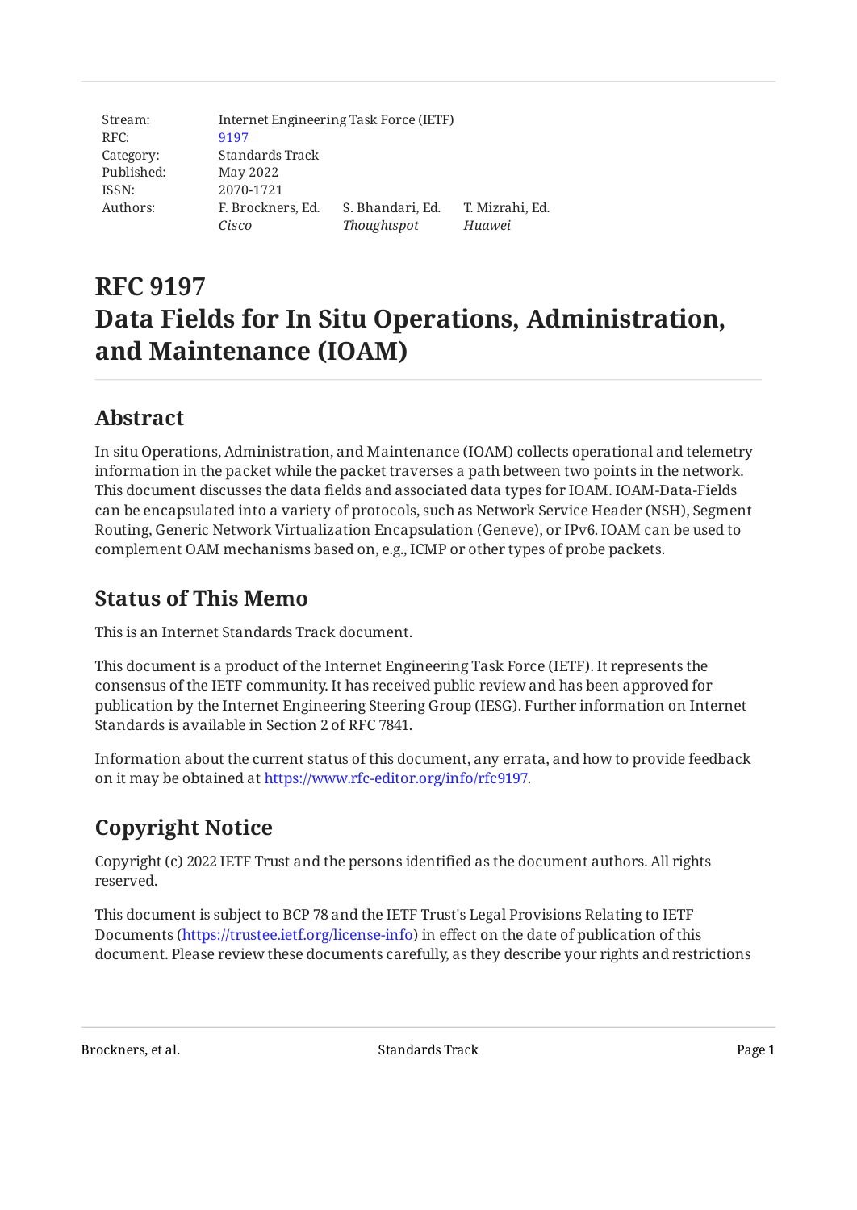| | | | |
|---|---|---|---|
| Stream: | Internet Engineering Task Force (IETF) | | |
| RFC: | 9197 | | |
| Category: | Standards Track | | |
| Published: | May 2022 | | |
| ISSN: | 2070-1721 | | |
| Authors: | F. Brockners, Ed. | S. Bhandari, Ed. | T. Mizrahi, Ed. |
| | *Cisco* | *Thoughtspot* | *Huawei* |

# RFC 9197
# Data Fields for In Situ Operations, Administration, and Maintenance (IOAM)

## Abstract

In situ Operations, Administration, and Maintenance (IOAM) collects operational and telemetry information in the packet while the packet traverses a path between two points in the network. This document discusses the data fields and associated data types for IOAM. IOAM-Data-Fields can be encapsulated into a variety of protocols, such as Network Service Header (NSH), Segment Routing, Generic Network Virtualization Encapsulation (Geneve), or IPv6. IOAM can be used to complement OAM mechanisms based on, e.g., ICMP or other types of probe packets.

## Status of This Memo

This is an Internet Standards Track document.

This document is a product of the Internet Engineering Task Force (IETF). It represents the consensus of the IETF community. It has received public review and has been approved for publication by the Internet Engineering Steering Group (IESG). Further information on Internet Standards is available in Section 2 of RFC 7841.

Information about the current status of this document, any errata, and how to provide feedback on it may be obtained at https://www.rfc-editor.org/info/rfc9197.

## Copyright Notice

Copyright (c) 2022 IETF Trust and the persons identified as the document authors. All rights reserved.

This document is subject to BCP 78 and the IETF Trust's Legal Provisions Relating to IETF Documents (https://trustee.ietf.org/license-info) in effect on the date of publication of this document. Please review these documents carefully, as they describe your rights and restrictions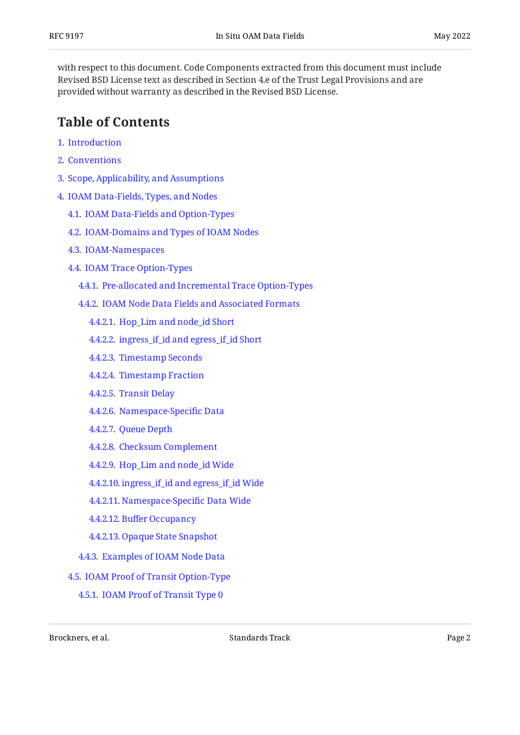with respect to this document. Code Components extracted from this document must include Revised BSD License text as described in Section 4.e of the Trust Legal Provisions and are provided without warranty as described in the Revised BSD License.

## Table of Contents

- 1. Introduction
- 2. Conventions
- 3. Scope, Applicability, and Assumptions
- 4. IOAM Data-Fields, Types, and Nodes
  - 4.1. IOAM Data-Fields and Option-Types
  - 4.2. IOAM-Domains and Types of IOAM Nodes
  - 4.3. IOAM-Namespaces
  - 4.4. IOAM Trace Option-Types
    - 4.4.1. Pre-allocated and Incremental Trace Option-Types
    - 4.4.2. IOAM Node Data Fields and Associated Formats
      - 4.4.2.1. Hop_Lim and node_id Short
      - 4.4.2.2. ingress_if_id and egress_if_id Short
      - 4.4.2.3. Timestamp Seconds
      - 4.4.2.4. Timestamp Fraction
      - 4.4.2.5. Transit Delay
      - 4.4.2.6. Namespace-Specific Data
      - 4.4.2.7. Queue Depth
      - 4.4.2.8. Checksum Complement
      - 4.4.2.9. Hop_Lim and node_id Wide
      - 4.4.2.10. ingress_if_id and egress_if_id Wide
      - 4.4.2.11. Namespace-Specific Data Wide
      - 4.4.2.12. Buffer Occupancy
      - 4.4.2.13. Opaque State Snapshot
    - 4.4.3. Examples of IOAM Node Data
  - 4.5. IOAM Proof of Transit Option-Type
    - 4.5.1. IOAM Proof of Transit Type 0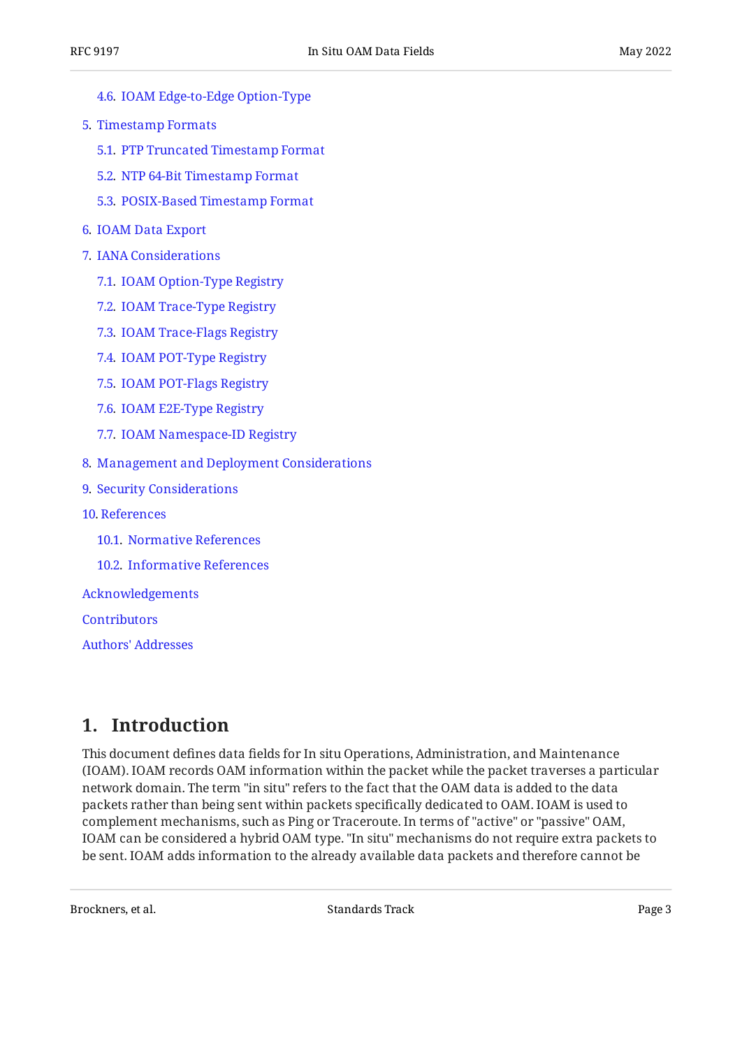- 4.6. IOAM Edge-to-Edge Option-Type
- 5. Timestamp Formats
  - 5.1. PTP Truncated Timestamp Format
  - 5.2. NTP 64-Bit Timestamp Format
  - 5.3. POSIX-Based Timestamp Format
- 6. IOAM Data Export
- 7. IANA Considerations
  - 7.1. IOAM Option-Type Registry
  - 7.2. IOAM Trace-Type Registry
  - 7.3. IOAM Trace-Flags Registry
  - 7.4. IOAM POT-Type Registry
  - 7.5. IOAM POT-Flags Registry
  - 7.6. IOAM E2E-Type Registry
  - 7.7. IOAM Namespace-ID Registry
- 8. Management and Deployment Considerations
- 9. Security Considerations
- 10. References
  - 10.1. Normative References
  - 10.2. Informative References
- Acknowledgements
- Contributors
- Authors' Addresses

## 1. Introduction

This document defines data fields for In situ Operations, Administration, and Maintenance (IOAM). IOAM records OAM information within the packet while the packet traverses a particular network domain. The term "in situ" refers to the fact that the OAM data is added to the data packets rather than being sent within packets specifically dedicated to OAM. IOAM is used to complement mechanisms, such as Ping or Traceroute. In terms of "active" or "passive" OAM, IOAM can be considered a hybrid OAM type. "In situ" mechanisms do not require extra packets to be sent. IOAM adds information to the already available data packets and therefore cannot be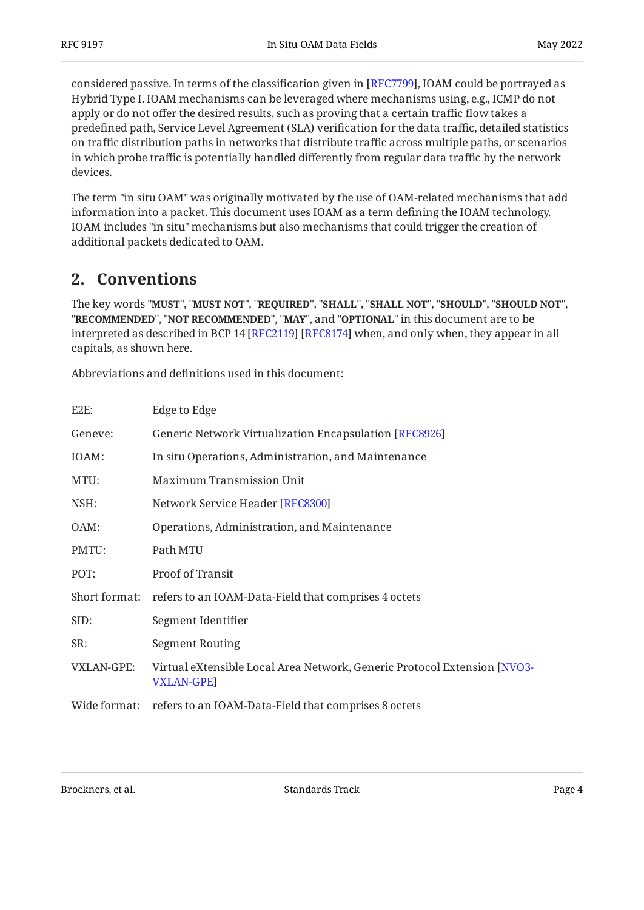considered passive. In terms of the classification given in [RFC7799], IOAM could be portrayed as Hybrid Type I. IOAM mechanisms can be leveraged where mechanisms using, e.g., ICMP do not apply or do not offer the desired results, such as proving that a certain traffic flow takes a predefined path, Service Level Agreement (SLA) verification for the data traffic, detailed statistics on traffic distribution paths in networks that distribute traffic across multiple paths, or scenarios in which probe traffic is potentially handled differently from regular data traffic by the network devices.

The term "in situ OAM" was originally motivated by the use of OAM-related mechanisms that add information into a packet. This document uses IOAM as a term defining the IOAM technology. IOAM includes "in situ" mechanisms but also mechanisms that could trigger the creation of additional packets dedicated to OAM.

## 2. Conventions

The key words "**MUST**", "**MUST NOT**", "**REQUIRED**", "**SHALL**", "**SHALL NOT**", "**SHOULD**", "**SHOULD NOT**", "**RECOMMENDED**", "**NOT RECOMMENDED**", "**MAY**", and "**OPTIONAL**" in this document are to be interpreted as described in BCP 14 [RFC2119] [RFC8174] when, and only when, they appear in all capitals, as shown here.

Abbreviations and definitions used in this document:

E2E: Edge to Edge

Geneve: Generic Network Virtualization Encapsulation [RFC8926]

IOAM: In situ Operations, Administration, and Maintenance

MTU: Maximum Transmission Unit

NSH: Network Service Header [RFC8300]

OAM: Operations, Administration, and Maintenance

PMTU: Path MTU

POT: Proof of Transit

Short format: refers to an IOAM-Data-Field that comprises 4 octets

SID: Segment Identifier

SR: Segment Routing

VXLAN-GPE: Virtual eXtensible Local Area Network, Generic Protocol Extension [NVO3-VXLAN-GPE]

Wide format: refers to an IOAM-Data-Field that comprises 8 octets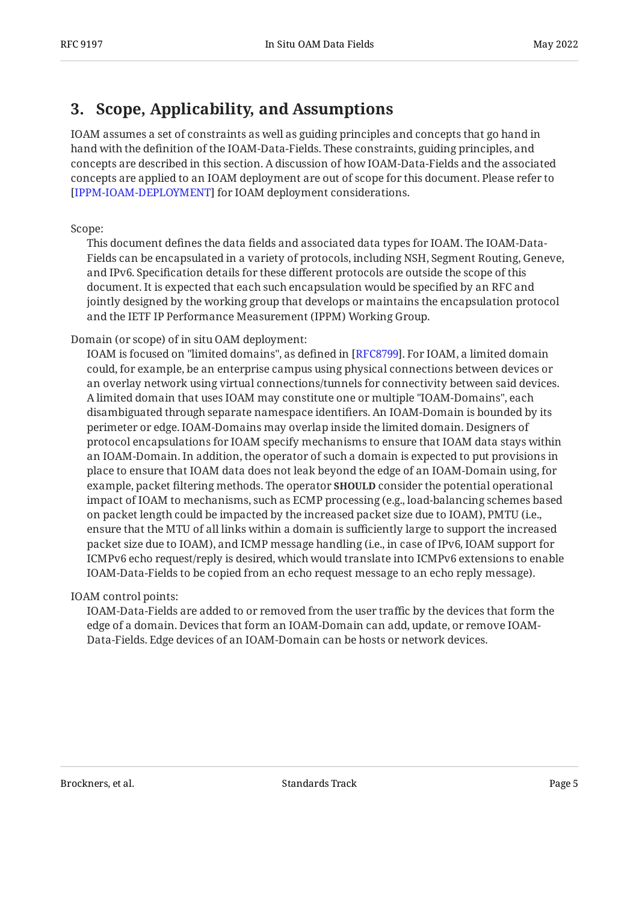## 3. Scope, Applicability, and Assumptions

IOAM assumes a set of constraints as well as guiding principles and concepts that go hand in hand with the definition of the IOAM-Data-Fields. These constraints, guiding principles, and concepts are described in this section. A discussion of how IOAM-Data-Fields and the associated concepts are applied to an IOAM deployment are out of scope for this document. Please refer to [IPPM-IOAM-DEPLOYMENT] for IOAM deployment considerations.

Scope:

This document defines the data fields and associated data types for IOAM. The IOAM-Data-Fields can be encapsulated in a variety of protocols, including NSH, Segment Routing, Geneve, and IPv6. Specification details for these different protocols are outside the scope of this document. It is expected that each such encapsulation would be specified by an RFC and jointly designed by the working group that develops or maintains the encapsulation protocol and the IETF IP Performance Measurement (IPPM) Working Group.

Domain (or scope) of in situ OAM deployment:

IOAM is focused on "limited domains", as defined in [RFC8799]. For IOAM, a limited domain could, for example, be an enterprise campus using physical connections between devices or an overlay network using virtual connections/tunnels for connectivity between said devices. A limited domain that uses IOAM may constitute one or multiple "IOAM-Domains", each disambiguated through separate namespace identifiers. An IOAM-Domain is bounded by its perimeter or edge. IOAM-Domains may overlap inside the limited domain. Designers of protocol encapsulations for IOAM specify mechanisms to ensure that IOAM data stays within an IOAM-Domain. In addition, the operator of such a domain is expected to put provisions in place to ensure that IOAM data does not leak beyond the edge of an IOAM-Domain using, for example, packet filtering methods. The operator **SHOULD** consider the potential operational impact of IOAM to mechanisms, such as ECMP processing (e.g., load-balancing schemes based on packet length could be impacted by the increased packet size due to IOAM), PMTU (i.e., ensure that the MTU of all links within a domain is sufficiently large to support the increased packet size due to IOAM), and ICMP message handling (i.e., in case of IPv6, IOAM support for ICMPv6 echo request/reply is desired, which would translate into ICMPv6 extensions to enable IOAM-Data-Fields to be copied from an echo request message to an echo reply message).

IOAM control points:

IOAM-Data-Fields are added to or removed from the user traffic by the devices that form the edge of a domain. Devices that form an IOAM-Domain can add, update, or remove IOAM-Data-Fields. Edge devices of an IOAM-Domain can be hosts or network devices.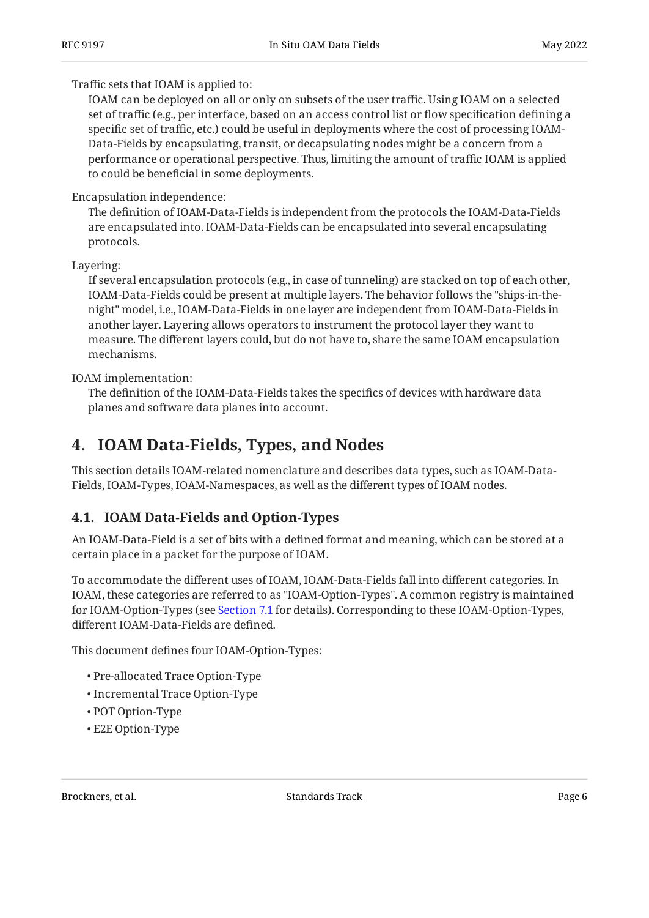Traffic sets that IOAM is applied to:

IOAM can be deployed on all or only on subsets of the user traffic. Using IOAM on a selected set of traffic (e.g., per interface, based on an access control list or flow specification defining a specific set of traffic, etc.) could be useful in deployments where the cost of processing IOAM-Data-Fields by encapsulating, transit, or decapsulating nodes might be a concern from a performance or operational perspective. Thus, limiting the amount of traffic IOAM is applied to could be beneficial in some deployments.

Encapsulation independence:

The definition of IOAM-Data-Fields is independent from the protocols the IOAM-Data-Fields are encapsulated into. IOAM-Data-Fields can be encapsulated into several encapsulating protocols.

Layering:

If several encapsulation protocols (e.g., in case of tunneling) are stacked on top of each other, IOAM-Data-Fields could be present at multiple layers. The behavior follows the "ships-in-the-night" model, i.e., IOAM-Data-Fields in one layer are independent from IOAM-Data-Fields in another layer. Layering allows operators to instrument the protocol layer they want to measure. The different layers could, but do not have to, share the same IOAM encapsulation mechanisms.

IOAM implementation:

The definition of the IOAM-Data-Fields takes the specifics of devices with hardware data planes and software data planes into account.

# 4. IOAM Data-Fields, Types, and Nodes

This section details IOAM-related nomenclature and describes data types, such as IOAM-Data-Fields, IOAM-Types, IOAM-Namespaces, as well as the different types of IOAM nodes.

## 4.1. IOAM Data-Fields and Option-Types

An IOAM-Data-Field is a set of bits with a defined format and meaning, which can be stored at a certain place in a packet for the purpose of IOAM.

To accommodate the different uses of IOAM, IOAM-Data-Fields fall into different categories. In IOAM, these categories are referred to as "IOAM-Option-Types". A common registry is maintained for IOAM-Option-Types (see Section 7.1 for details). Corresponding to these IOAM-Option-Types, different IOAM-Data-Fields are defined.

This document defines four IOAM-Option-Types:

- Pre-allocated Trace Option-Type
- Incremental Trace Option-Type
- POT Option-Type
- E2E Option-Type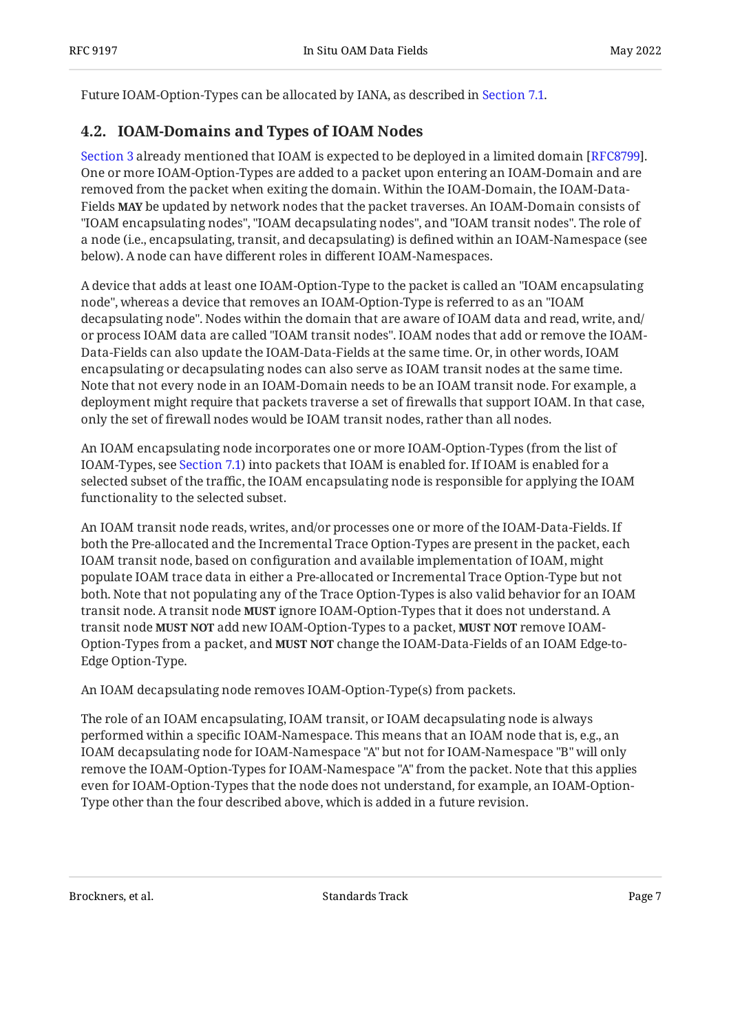Future IOAM-Option-Types can be allocated by IANA, as described in Section 7.1.

### 4.2. IOAM-Domains and Types of IOAM Nodes

Section 3 already mentioned that IOAM is expected to be deployed in a limited domain [RFC8799]. One or more IOAM-Option-Types are added to a packet upon entering an IOAM-Domain and are removed from the packet when exiting the domain. Within the IOAM-Domain, the IOAM-Data-Fields **MAY** be updated by network nodes that the packet traverses. An IOAM-Domain consists of "IOAM encapsulating nodes", "IOAM decapsulating nodes", and "IOAM transit nodes". The role of a node (i.e., encapsulating, transit, and decapsulating) is defined within an IOAM-Namespace (see below). A node can have different roles in different IOAM-Namespaces.

A device that adds at least one IOAM-Option-Type to the packet is called an "IOAM encapsulating node", whereas a device that removes an IOAM-Option-Type is referred to as an "IOAM decapsulating node". Nodes within the domain that are aware of IOAM data and read, write, and/or process IOAM data are called "IOAM transit nodes". IOAM nodes that add or remove the IOAM-Data-Fields can also update the IOAM-Data-Fields at the same time. Or, in other words, IOAM encapsulating or decapsulating nodes can also serve as IOAM transit nodes at the same time. Note that not every node in an IOAM-Domain needs to be an IOAM transit node. For example, a deployment might require that packets traverse a set of firewalls that support IOAM. In that case, only the set of firewall nodes would be IOAM transit nodes, rather than all nodes.

An IOAM encapsulating node incorporates one or more IOAM-Option-Types (from the list of IOAM-Types, see Section 7.1) into packets that IOAM is enabled for. If IOAM is enabled for a selected subset of the traffic, the IOAM encapsulating node is responsible for applying the IOAM functionality to the selected subset.

An IOAM transit node reads, writes, and/or processes one or more of the IOAM-Data-Fields. If both the Pre-allocated and the Incremental Trace Option-Types are present in the packet, each IOAM transit node, based on configuration and available implementation of IOAM, might populate IOAM trace data in either a Pre-allocated or Incremental Trace Option-Type but not both. Note that not populating any of the Trace Option-Types is also valid behavior for an IOAM transit node. A transit node **MUST** ignore IOAM-Option-Types that it does not understand. A transit node **MUST NOT** add new IOAM-Option-Types to a packet, **MUST NOT** remove IOAM-Option-Types from a packet, and **MUST NOT** change the IOAM-Data-Fields of an IOAM Edge-to-Edge Option-Type.

An IOAM decapsulating node removes IOAM-Option-Type(s) from packets.

The role of an IOAM encapsulating, IOAM transit, or IOAM decapsulating node is always performed within a specific IOAM-Namespace. This means that an IOAM node that is, e.g., an IOAM decapsulating node for IOAM-Namespace "A" but not for IOAM-Namespace "B" will only remove the IOAM-Option-Types for IOAM-Namespace "A" from the packet. Note that this applies even for IOAM-Option-Types that the node does not understand, for example, an IOAM-Option-Type other than the four described above, which is added in a future revision.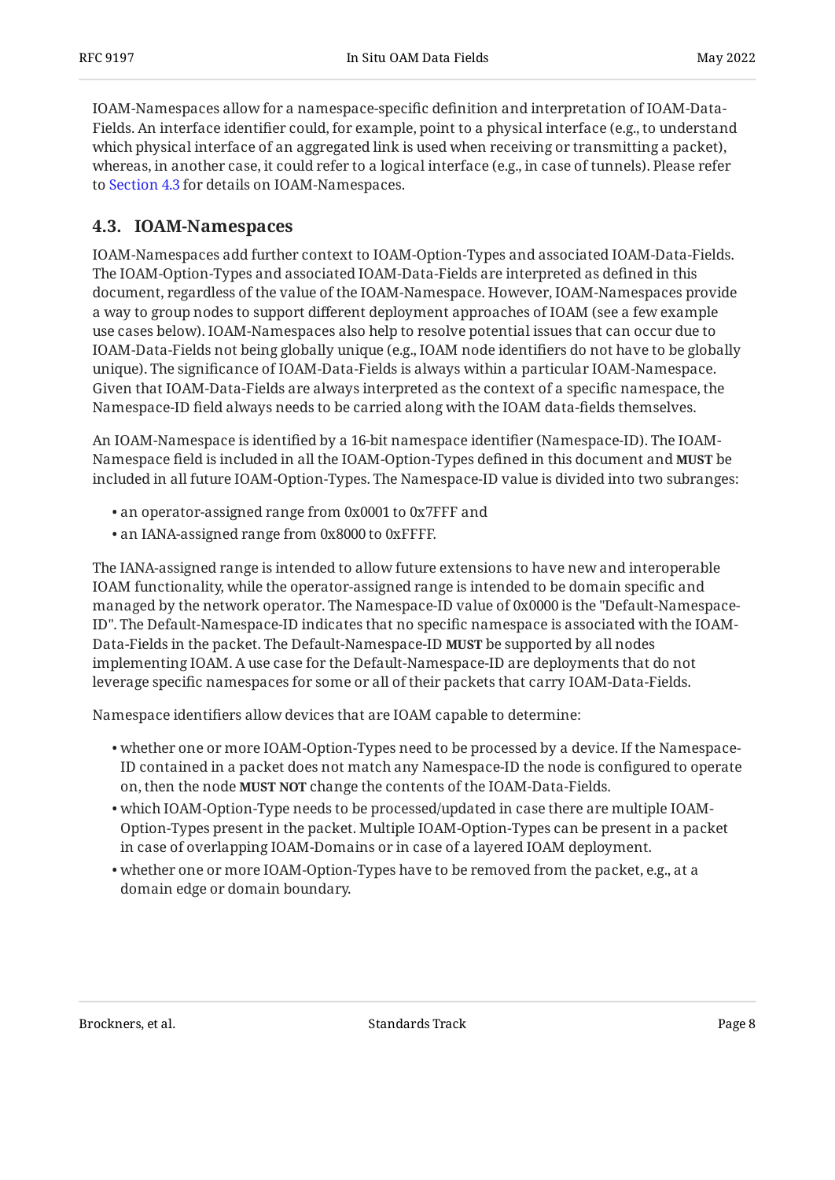IOAM-Namespaces allow for a namespace-specific definition and interpretation of IOAM-Data-Fields. An interface identifier could, for example, point to a physical interface (e.g., to understand which physical interface of an aggregated link is used when receiving or transmitting a packet), whereas, in another case, it could refer to a logical interface (e.g., in case of tunnels). Please refer to Section 4.3 for details on IOAM-Namespaces.

### 4.3. IOAM-Namespaces

IOAM-Namespaces add further context to IOAM-Option-Types and associated IOAM-Data-Fields. The IOAM-Option-Types and associated IOAM-Data-Fields are interpreted as defined in this document, regardless of the value of the IOAM-Namespace. However, IOAM-Namespaces provide a way to group nodes to support different deployment approaches of IOAM (see a few example use cases below). IOAM-Namespaces also help to resolve potential issues that can occur due to IOAM-Data-Fields not being globally unique (e.g., IOAM node identifiers do not have to be globally unique). The significance of IOAM-Data-Fields is always within a particular IOAM-Namespace. Given that IOAM-Data-Fields are always interpreted as the context of a specific namespace, the Namespace-ID field always needs to be carried along with the IOAM data-fields themselves.

An IOAM-Namespace is identified by a 16-bit namespace identifier (Namespace-ID). The IOAM-Namespace field is included in all the IOAM-Option-Types defined in this document and **MUST** be included in all future IOAM-Option-Types. The Namespace-ID value is divided into two subranges:

- an operator-assigned range from 0x0001 to 0x7FFF and
- an IANA-assigned range from 0x8000 to 0xFFFF.

The IANA-assigned range is intended to allow future extensions to have new and interoperable IOAM functionality, while the operator-assigned range is intended to be domain specific and managed by the network operator. The Namespace-ID value of 0x0000 is the "Default-Namespace-ID". The Default-Namespace-ID indicates that no specific namespace is associated with the IOAM-Data-Fields in the packet. The Default-Namespace-ID **MUST** be supported by all nodes implementing IOAM. A use case for the Default-Namespace-ID are deployments that do not leverage specific namespaces for some or all of their packets that carry IOAM-Data-Fields.

Namespace identifiers allow devices that are IOAM capable to determine:

- whether one or more IOAM-Option-Types need to be processed by a device. If the Namespace-ID contained in a packet does not match any Namespace-ID the node is configured to operate on, then the node **MUST NOT** change the contents of the IOAM-Data-Fields.
- which IOAM-Option-Type needs to be processed/updated in case there are multiple IOAM-Option-Types present in the packet. Multiple IOAM-Option-Types can be present in a packet in case of overlapping IOAM-Domains or in case of a layered IOAM deployment.
- whether one or more IOAM-Option-Types have to be removed from the packet, e.g., at a domain edge or domain boundary.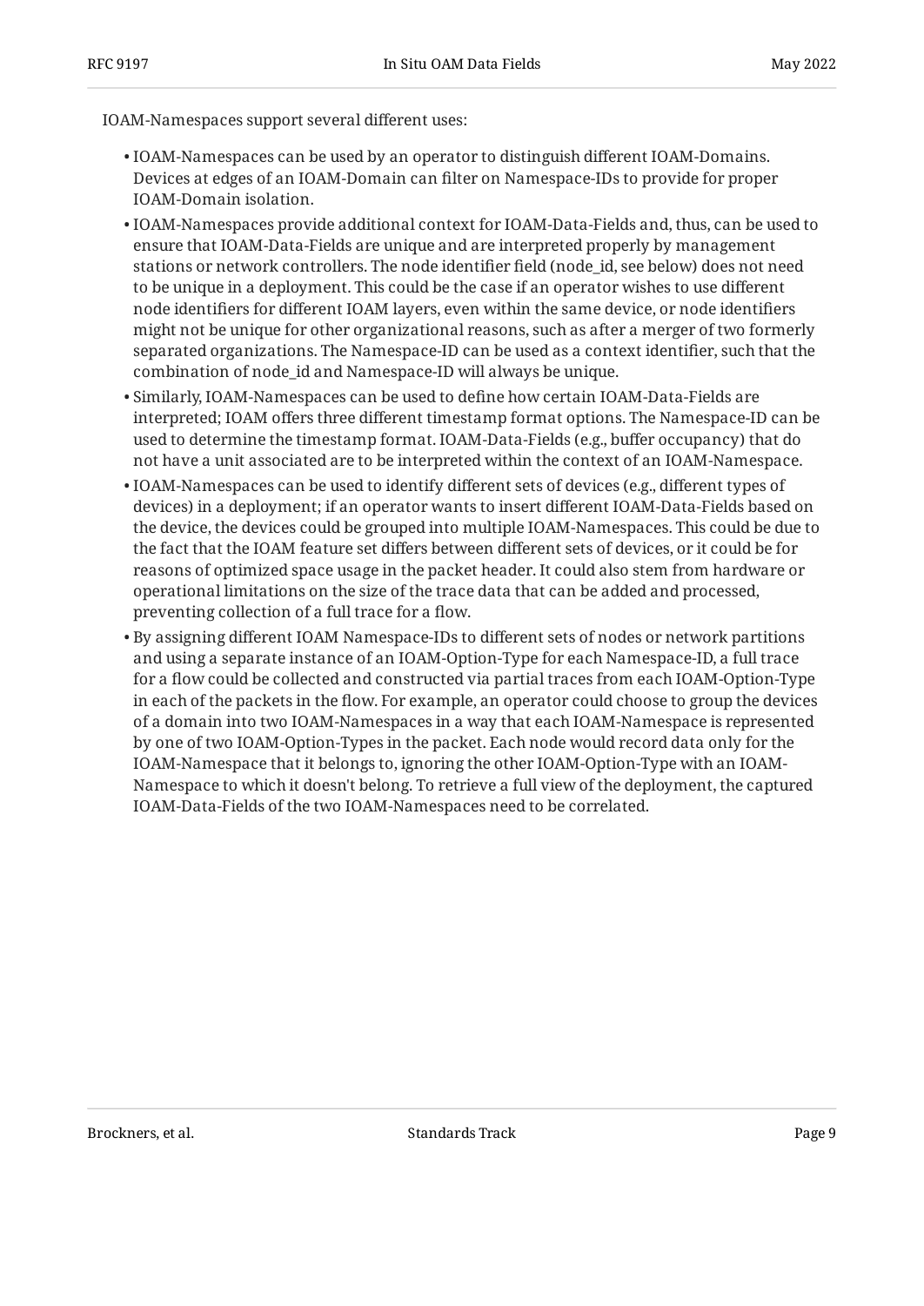IOAM-Namespaces support several different uses:

- IOAM-Namespaces can be used by an operator to distinguish different IOAM-Domains. Devices at edges of an IOAM-Domain can filter on Namespace-IDs to provide for proper IOAM-Domain isolation.
- IOAM-Namespaces provide additional context for IOAM-Data-Fields and, thus, can be used to ensure that IOAM-Data-Fields are unique and are interpreted properly by management stations or network controllers. The node identifier field (node_id, see below) does not need to be unique in a deployment. This could be the case if an operator wishes to use different node identifiers for different IOAM layers, even within the same device, or node identifiers might not be unique for other organizational reasons, such as after a merger of two formerly separated organizations. The Namespace-ID can be used as a context identifier, such that the combination of node_id and Namespace-ID will always be unique.
- Similarly, IOAM-Namespaces can be used to define how certain IOAM-Data-Fields are interpreted; IOAM offers three different timestamp format options. The Namespace-ID can be used to determine the timestamp format. IOAM-Data-Fields (e.g., buffer occupancy) that do not have a unit associated are to be interpreted within the context of an IOAM-Namespace.
- IOAM-Namespaces can be used to identify different sets of devices (e.g., different types of devices) in a deployment; if an operator wants to insert different IOAM-Data-Fields based on the device, the devices could be grouped into multiple IOAM-Namespaces. This could be due to the fact that the IOAM feature set differs between different sets of devices, or it could be for reasons of optimized space usage in the packet header. It could also stem from hardware or operational limitations on the size of the trace data that can be added and processed, preventing collection of a full trace for a flow.
- By assigning different IOAM Namespace-IDs to different sets of nodes or network partitions and using a separate instance of an IOAM-Option-Type for each Namespace-ID, a full trace for a flow could be collected and constructed via partial traces from each IOAM-Option-Type in each of the packets in the flow. For example, an operator could choose to group the devices of a domain into two IOAM-Namespaces in a way that each IOAM-Namespace is represented by one of two IOAM-Option-Types in the packet. Each node would record data only for the IOAM-Namespace that it belongs to, ignoring the other IOAM-Option-Type with an IOAM-Namespace to which it doesn't belong. To retrieve a full view of the deployment, the captured IOAM-Data-Fields of the two IOAM-Namespaces need to be correlated.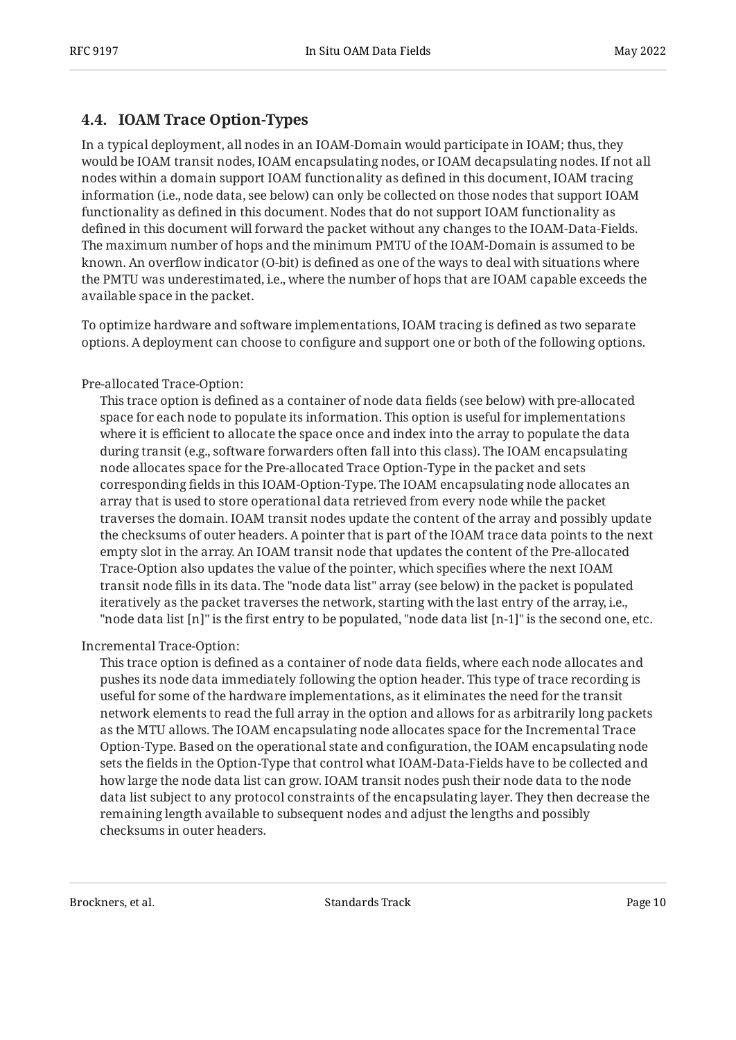### 4.4. IOAM Trace Option-Types

In a typical deployment, all nodes in an IOAM-Domain would participate in IOAM; thus, they would be IOAM transit nodes, IOAM encapsulating nodes, or IOAM decapsulating nodes. If not all nodes within a domain support IOAM functionality as defined in this document, IOAM tracing information (i.e., node data, see below) can only be collected on those nodes that support IOAM functionality as defined in this document. Nodes that do not support IOAM functionality as defined in this document will forward the packet without any changes to the IOAM-Data-Fields. The maximum number of hops and the minimum PMTU of the IOAM-Domain is assumed to be known. An overflow indicator (O-bit) is defined as one of the ways to deal with situations where the PMTU was underestimated, i.e., where the number of hops that are IOAM capable exceeds the available space in the packet.

To optimize hardware and software implementations, IOAM tracing is defined as two separate options. A deployment can choose to configure and support one or both of the following options.

Pre-allocated Trace-Option:
: This trace option is defined as a container of node data fields (see below) with pre-allocated space for each node to populate its information. This option is useful for implementations where it is efficient to allocate the space once and index into the array to populate the data during transit (e.g., software forwarders often fall into this class). The IOAM encapsulating node allocates space for the Pre-allocated Trace Option-Type in the packet and sets corresponding fields in this IOAM-Option-Type. The IOAM encapsulating node allocates an array that is used to store operational data retrieved from every node while the packet traverses the domain. IOAM transit nodes update the content of the array and possibly update the checksums of outer headers. A pointer that is part of the IOAM trace data points to the next empty slot in the array. An IOAM transit node that updates the content of the Pre-allocated Trace-Option also updates the value of the pointer, which specifies where the next IOAM transit node fills in its data. The "node data list" array (see below) in the packet is populated iteratively as the packet traverses the network, starting with the last entry of the array, i.e., "node data list [n]" is the first entry to be populated, "node data list [n-1]" is the second one, etc.

Incremental Trace-Option:
: This trace option is defined as a container of node data fields, where each node allocates and pushes its node data immediately following the option header. This type of trace recording is useful for some of the hardware implementations, as it eliminates the need for the transit network elements to read the full array in the option and allows for as arbitrarily long packets as the MTU allows. The IOAM encapsulating node allocates space for the Incremental Trace Option-Type. Based on the operational state and configuration, the IOAM encapsulating node sets the fields in the Option-Type that control what IOAM-Data-Fields have to be collected and how large the node data list can grow. IOAM transit nodes push their node data to the node data list subject to any protocol constraints of the encapsulating layer. They then decrease the remaining length available to subsequent nodes and adjust the lengths and possibly checksums in outer headers.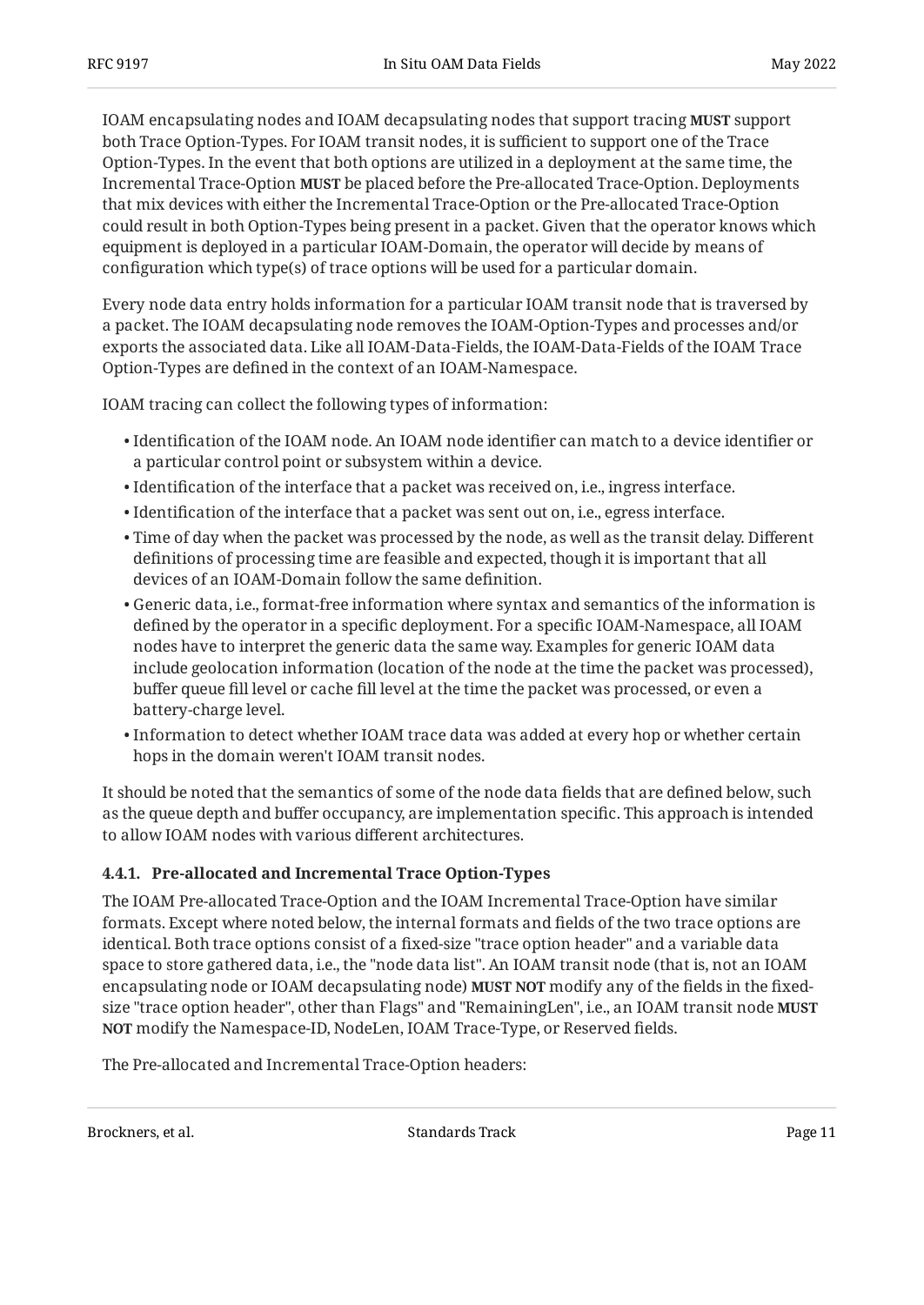IOAM encapsulating nodes and IOAM decapsulating nodes that support tracing **MUST** support both Trace Option-Types. For IOAM transit nodes, it is sufficient to support one of the Trace Option-Types. In the event that both options are utilized in a deployment at the same time, the Incremental Trace-Option **MUST** be placed before the Pre-allocated Trace-Option. Deployments that mix devices with either the Incremental Trace-Option or the Pre-allocated Trace-Option could result in both Option-Types being present in a packet. Given that the operator knows which equipment is deployed in a particular IOAM-Domain, the operator will decide by means of configuration which type(s) of trace options will be used for a particular domain.

Every node data entry holds information for a particular IOAM transit node that is traversed by a packet. The IOAM decapsulating node removes the IOAM-Option-Types and processes and/or exports the associated data. Like all IOAM-Data-Fields, the IOAM-Data-Fields of the IOAM Trace Option-Types are defined in the context of an IOAM-Namespace.

IOAM tracing can collect the following types of information:

- Identification of the IOAM node. An IOAM node identifier can match to a device identifier or a particular control point or subsystem within a device.
- Identification of the interface that a packet was received on, i.e., ingress interface.
- Identification of the interface that a packet was sent out on, i.e., egress interface.
- Time of day when the packet was processed by the node, as well as the transit delay. Different definitions of processing time are feasible and expected, though it is important that all devices of an IOAM-Domain follow the same definition.
- Generic data, i.e., format-free information where syntax and semantics of the information is defined by the operator in a specific deployment. For a specific IOAM-Namespace, all IOAM nodes have to interpret the generic data the same way. Examples for generic IOAM data include geolocation information (location of the node at the time the packet was processed), buffer queue fill level or cache fill level at the time the packet was processed, or even a battery-charge level.
- Information to detect whether IOAM trace data was added at every hop or whether certain hops in the domain weren't IOAM transit nodes.

It should be noted that the semantics of some of the node data fields that are defined below, such as the queue depth and buffer occupancy, are implementation specific. This approach is intended to allow IOAM nodes with various different architectures.

#### 4.4.1. Pre-allocated and Incremental Trace Option-Types

The IOAM Pre-allocated Trace-Option and the IOAM Incremental Trace-Option have similar formats. Except where noted below, the internal formats and fields of the two trace options are identical. Both trace options consist of a fixed-size "trace option header" and a variable data space to store gathered data, i.e., the "node data list". An IOAM transit node (that is, not an IOAM encapsulating node or IOAM decapsulating node) **MUST NOT** modify any of the fields in the fixed-size "trace option header", other than Flags" and "RemainingLen", i.e., an IOAM transit node **MUST NOT** modify the Namespace-ID, NodeLen, IOAM Trace-Type, or Reserved fields.

The Pre-allocated and Incremental Trace-Option headers: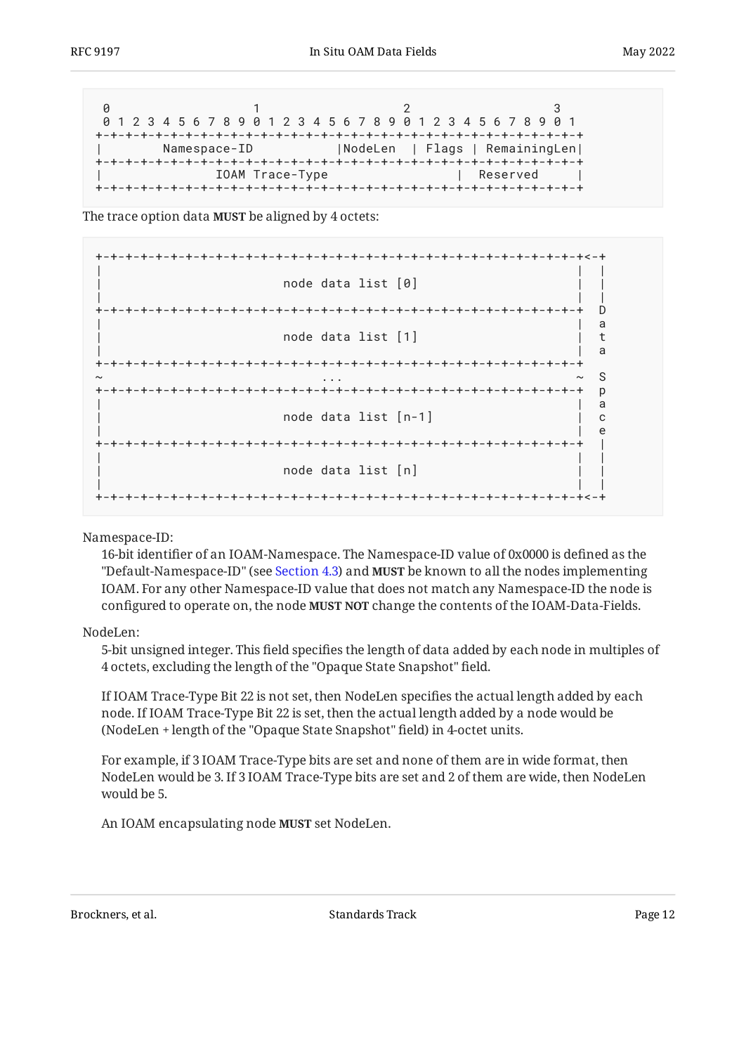```
 0                   1                   2                   3
 0 1 2 3 4 5 6 7 8 9 0 1 2 3 4 5 6 7 8 9 0 1 2 3 4 5 6 7 8 9 0 1
+-+-+-+-+-+-+-+-+-+-+-+-+-+-+-+-+-+-+-+-+-+-+-+-+-+-+-+-+-+-+-+-+
|        Namespace-ID           |NodeLen  | Flags | RemainingLen|
+-+-+-+-+-+-+-+-+-+-+-+-+-+-+-+-+-+-+-+-+-+-+-+-+-+-+-+-+-+-+-+-+
|               IOAM Trace-Type                 |  Reserved     |
+-+-+-+-+-+-+-+-+-+-+-+-+-+-+-+-+-+-+-+-+-+-+-+-+-+-+-+-+-+-+-+-+
```

The trace option data **MUST** be aligned by 4 octets:

```
+-+-+-+-+-+-+-+-+-+-+-+-+-+-+-+-+-+-+-+-+-+-+-+-+-+-+-+-+-+-+-+-+<-+
|                                                               |  |
|                        node data list [0]                     |  |
|                                                               |  |
+-+-+-+-+-+-+-+-+-+-+-+-+-+-+-+-+-+-+-+-+-+-+-+-+-+-+-+-+-+-+-+-+  D
|                                                               |  a
|                        node data list [1]                     |  t
|                                                               |  a
+-+-+-+-+-+-+-+-+-+-+-+-+-+-+-+-+-+-+-+-+-+-+-+-+-+-+-+-+-+-+-+-+
~                             ...                               ~  S
+-+-+-+-+-+-+-+-+-+-+-+-+-+-+-+-+-+-+-+-+-+-+-+-+-+-+-+-+-+-+-+-+  p
|                                                               |  a
|                        node data list [n-1]                   |  c
|                                                               |  e
+-+-+-+-+-+-+-+-+-+-+-+-+-+-+-+-+-+-+-+-+-+-+-+-+-+-+-+-+-+-+-+-+  |
|                                                               |  |
|                        node data list [n]                     |  |
|                                                               |  |
+-+-+-+-+-+-+-+-+-+-+-+-+-+-+-+-+-+-+-+-+-+-+-+-+-+-+-+-+-+-+-+-+<-+
```

Namespace-ID:

16-bit identifier of an IOAM-Namespace. The Namespace-ID value of 0x0000 is defined as the "Default-Namespace-ID" (see Section 4.3) and **MUST** be known to all the nodes implementing IOAM. For any other Namespace-ID value that does not match any Namespace-ID the node is configured to operate on, the node **MUST NOT** change the contents of the IOAM-Data-Fields.

NodeLen:

5-bit unsigned integer. This field specifies the length of data added by each node in multiples of 4 octets, excluding the length of the "Opaque State Snapshot" field.

If IOAM Trace-Type Bit 22 is not set, then NodeLen specifies the actual length added by each node. If IOAM Trace-Type Bit 22 is set, then the actual length added by a node would be (NodeLen + length of the "Opaque State Snapshot" field) in 4-octet units.

For example, if 3 IOAM Trace-Type bits are set and none of them are in wide format, then NodeLen would be 3. If 3 IOAM Trace-Type bits are set and 2 of them are wide, then NodeLen would be 5.

An IOAM encapsulating node **MUST** set NodeLen.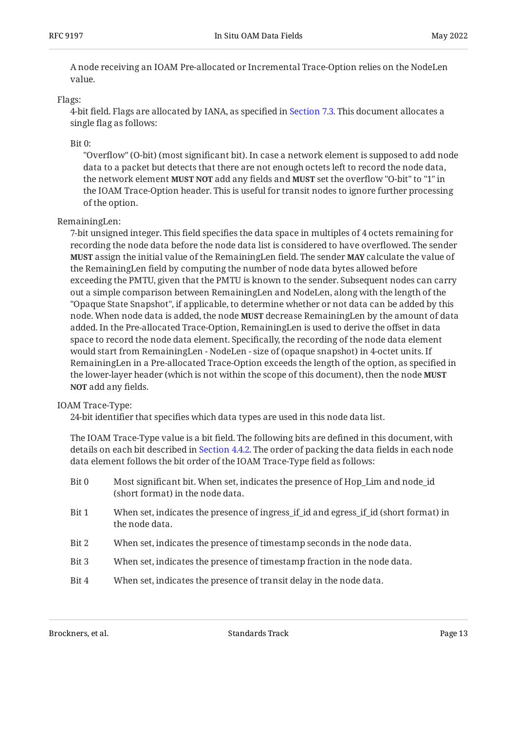A node receiving an IOAM Pre-allocated or Incremental Trace-Option relies on the NodeLen value.

Flags:

4-bit field. Flags are allocated by IANA, as specified in Section 7.3. This document allocates a single flag as follows:

Bit 0:

"Overflow" (O-bit) (most significant bit). In case a network element is supposed to add node data to a packet but detects that there are not enough octets left to record the node data, the network element **MUST NOT** add any fields and **MUST** set the overflow "O-bit" to "1" in the IOAM Trace-Option header. This is useful for transit nodes to ignore further processing of the option.

RemainingLen:

7-bit unsigned integer. This field specifies the data space in multiples of 4 octets remaining for recording the node data before the node data list is considered to have overflowed. The sender **MUST** assign the initial value of the RemainingLen field. The sender **MAY** calculate the value of the RemainingLen field by computing the number of node data bytes allowed before exceeding the PMTU, given that the PMTU is known to the sender. Subsequent nodes can carry out a simple comparison between RemainingLen and NodeLen, along with the length of the "Opaque State Snapshot", if applicable, to determine whether or not data can be added by this node. When node data is added, the node **MUST** decrease RemainingLen by the amount of data added. In the Pre-allocated Trace-Option, RemainingLen is used to derive the offset in data space to record the node data element. Specifically, the recording of the node data element would start from RemainingLen - NodeLen - size of (opaque snapshot) in 4-octet units. If RemainingLen in a Pre-allocated Trace-Option exceeds the length of the option, as specified in the lower-layer header (which is not within the scope of this document), then the node **MUST NOT** add any fields.

IOAM Trace-Type:

24-bit identifier that specifies which data types are used in this node data list.

The IOAM Trace-Type value is a bit field. The following bits are defined in this document, with details on each bit described in Section 4.4.2. The order of packing the data fields in each node data element follows the bit order of the IOAM Trace-Type field as follows:

Bit 0 Most significant bit. When set, indicates the presence of Hop_Lim and node_id (short format) in the node data.

Bit 1 When set, indicates the presence of ingress_if_id and egress_if_id (short format) in the node data.

Bit 2 When set, indicates the presence of timestamp seconds in the node data.

Bit 3 When set, indicates the presence of timestamp fraction in the node data.

Bit 4 When set, indicates the presence of transit delay in the node data.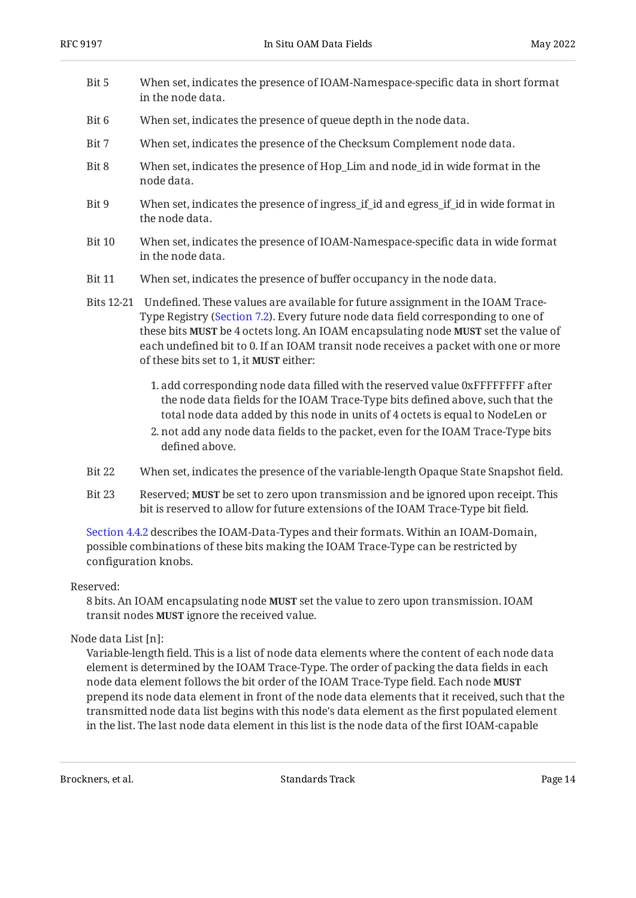Bit 5
: When set, indicates the presence of IOAM-Namespace-specific data in short format in the node data.

Bit 6
: When set, indicates the presence of queue depth in the node data.

Bit 7
: When set, indicates the presence of the Checksum Complement node data.

Bit 8
: When set, indicates the presence of Hop_Lim and node_id in wide format in the node data.

Bit 9
: When set, indicates the presence of ingress_if_id and egress_if_id in wide format in the node data.

Bit 10
: When set, indicates the presence of IOAM-Namespace-specific data in wide format in the node data.

Bit 11
: When set, indicates the presence of buffer occupancy in the node data.

Bits 12-21
: Undefined. These values are available for future assignment in the IOAM Trace-Type Registry (Section 7.2). Every future node data field corresponding to one of these bits **MUST** be 4 octets long. An IOAM encapsulating node **MUST** set the value of each undefined bit to 0. If an IOAM transit node receives a packet with one or more of these bits set to 1, it **MUST** either:

  1. add corresponding node data filled with the reserved value 0xFFFFFFFF after the node data fields for the IOAM Trace-Type bits defined above, such that the total node data added by this node in units of 4 octets is equal to NodeLen or
  2. not add any node data fields to the packet, even for the IOAM Trace-Type bits defined above.

Bit 22
: When set, indicates the presence of the variable-length Opaque State Snapshot field.

Bit 23
: Reserved; **MUST** be set to zero upon transmission and be ignored upon receipt. This bit is reserved to allow for future extensions of the IOAM Trace-Type bit field.

Section 4.4.2 describes the IOAM-Data-Types and their formats. Within an IOAM-Domain, possible combinations of these bits making the IOAM Trace-Type can be restricted by configuration knobs.

Reserved:
: 8 bits. An IOAM encapsulating node **MUST** set the value to zero upon transmission. IOAM transit nodes **MUST** ignore the received value.

Node data List [n]:
: Variable-length field. This is a list of node data elements where the content of each node data element is determined by the IOAM Trace-Type. The order of packing the data fields in each node data element follows the bit order of the IOAM Trace-Type field. Each node **MUST** prepend its node data element in front of the node data elements that it received, such that the transmitted node data list begins with this node's data element as the first populated element in the list. The last node data element in this list is the node data of the first IOAM-capable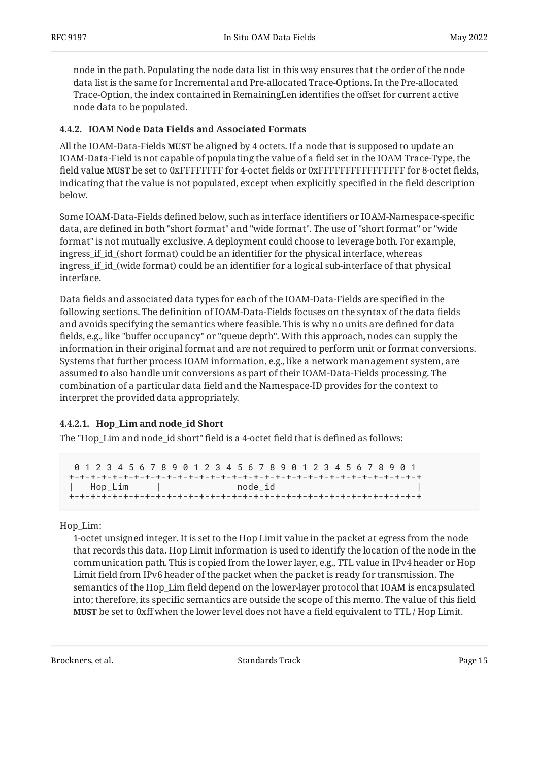node in the path. Populating the node data list in this way ensures that the order of the node data list is the same for Incremental and Pre-allocated Trace-Options. In the Pre-allocated Trace-Option, the index contained in RemainingLen identifies the offset for current active node data to be populated.

#### 4.4.2. IOAM Node Data Fields and Associated Formats

All the IOAM-Data-Fields **MUST** be aligned by 4 octets. If a node that is supposed to update an IOAM-Data-Field is not capable of populating the value of a field set in the IOAM Trace-Type, the field value **MUST** be set to 0xFFFFFFFF for 4-octet fields or 0xFFFFFFFFFFFFFFFF for 8-octet fields, indicating that the value is not populated, except when explicitly specified in the field description below.

Some IOAM-Data-Fields defined below, such as interface identifiers or IOAM-Namespace-specific data, are defined in both "short format" and "wide format". The use of "short format" or "wide format" is not mutually exclusive. A deployment could choose to leverage both. For example, ingress_if_id_(short format) could be an identifier for the physical interface, whereas ingress_if_id_(wide format) could be an identifier for a logical sub-interface of that physical interface.

Data fields and associated data types for each of the IOAM-Data-Fields are specified in the following sections. The definition of IOAM-Data-Fields focuses on the syntax of the data fields and avoids specifying the semantics where feasible. This is why no units are defined for data fields, e.g., like "buffer occupancy" or "queue depth". With this approach, nodes can supply the information in their original format and are not required to perform unit or format conversions. Systems that further process IOAM information, e.g., like a network management system, are assumed to also handle unit conversions as part of their IOAM-Data-Fields processing. The combination of a particular data field and the Namespace-ID provides for the context to interpret the provided data appropriately.

##### 4.4.2.1. Hop_Lim and node_id Short

The "Hop_Lim and node_id short" field is a 4-octet field that is defined as follows:

```
 0 1 2 3 4 5 6 7 8 9 0 1 2 3 4 5 6 7 8 9 0 1 2 3 4 5 6 7 8 9 0 1
+-+-+-+-+-+-+-+-+-+-+-+-+-+-+-+-+-+-+-+-+-+-+-+-+-+-+-+-+-+-+-+-+
|   Hop_Lim     |              node_id                          |
+-+-+-+-+-+-+-+-+-+-+-+-+-+-+-+-+-+-+-+-+-+-+-+-+-+-+-+-+-+-+-+-+
```

Hop_Lim:
: 1-octet unsigned integer. It is set to the Hop Limit value in the packet at egress from the node that records this data. Hop Limit information is used to identify the location of the node in the communication path. This is copied from the lower layer, e.g., TTL value in IPv4 header or Hop Limit field from IPv6 header of the packet when the packet is ready for transmission. The semantics of the Hop_Lim field depend on the lower-layer protocol that IOAM is encapsulated into; therefore, its specific semantics are outside the scope of this memo. The value of this field **MUST** be set to 0xff when the lower level does not have a field equivalent to TTL / Hop Limit.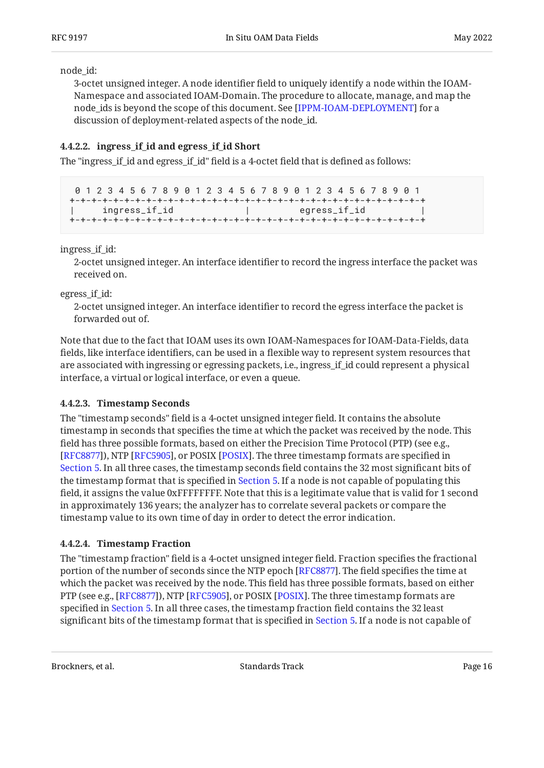node_id:
: 3-octet unsigned integer. A node identifier field to uniquely identify a node within the IOAM-Namespace and associated IOAM-Domain. The procedure to allocate, manage, and map the node_ids is beyond the scope of this document. See [IPPM-IOAM-DEPLOYMENT] for a discussion of deployment-related aspects of the node_id.

#### 4.4.2.2. ingress_if_id and egress_if_id Short

The "ingress_if_id and egress_if_id" field is a 4-octet field that is defined as follows:

```
 0 1 2 3 4 5 6 7 8 9 0 1 2 3 4 5 6 7 8 9 0 1 2 3 4 5 6 7 8 9 0 1
+-+-+-+-+-+-+-+-+-+-+-+-+-+-+-+-+-+-+-+-+-+-+-+-+-+-+-+-+-+-+-+-+
|     ingress_if_id             |         egress_if_id          |
+-+-+-+-+-+-+-+-+-+-+-+-+-+-+-+-+-+-+-+-+-+-+-+-+-+-+-+-+-+-+-+-+
```

ingress_if_id:
: 2-octet unsigned integer. An interface identifier to record the ingress interface the packet was received on.

egress_if_id:
: 2-octet unsigned integer. An interface identifier to record the egress interface the packet is forwarded out of.

Note that due to the fact that IOAM uses its own IOAM-Namespaces for IOAM-Data-Fields, data fields, like interface identifiers, can be used in a flexible way to represent system resources that are associated with ingressing or egressing packets, i.e., ingress_if_id could represent a physical interface, a virtual or logical interface, or even a queue.

#### 4.4.2.3. Timestamp Seconds

The "timestamp seconds" field is a 4-octet unsigned integer field. It contains the absolute timestamp in seconds that specifies the time at which the packet was received by the node. This field has three possible formats, based on either the Precision Time Protocol (PTP) (see e.g., [RFC8877]), NTP [RFC5905], or POSIX [POSIX]. The three timestamp formats are specified in Section 5. In all three cases, the timestamp seconds field contains the 32 most significant bits of the timestamp format that is specified in Section 5. If a node is not capable of populating this field, it assigns the value 0xFFFFFFFF. Note that this is a legitimate value that is valid for 1 second in approximately 136 years; the analyzer has to correlate several packets or compare the timestamp value to its own time of day in order to detect the error indication.

#### 4.4.2.4. Timestamp Fraction

The "timestamp fraction" field is a 4-octet unsigned integer field. Fraction specifies the fractional portion of the number of seconds since the NTP epoch [RFC8877]. The field specifies the time at which the packet was received by the node. This field has three possible formats, based on either PTP (see e.g., [RFC8877]), NTP [RFC5905], or POSIX [POSIX]. The three timestamp formats are specified in Section 5. In all three cases, the timestamp fraction field contains the 32 least significant bits of the timestamp format that is specified in Section 5. If a node is not capable of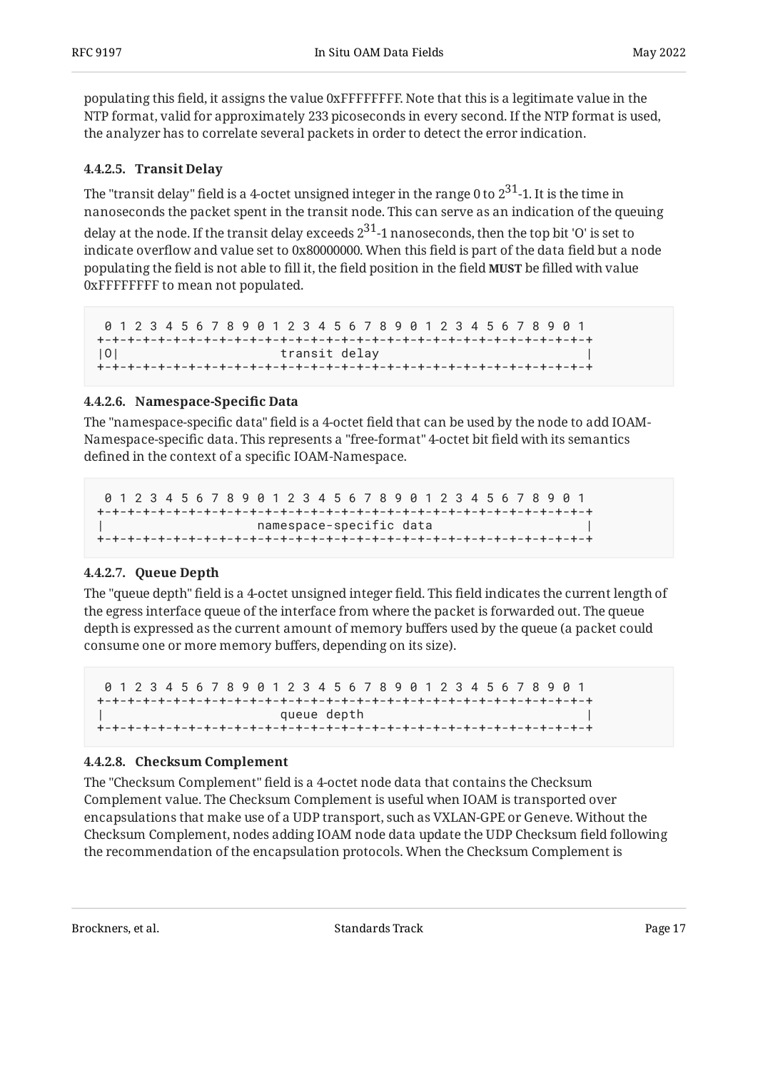populating this field, it assigns the value 0xFFFFFFFF. Note that this is a legitimate value in the NTP format, valid for approximately 233 picoseconds in every second. If the NTP format is used, the analyzer has to correlate several packets in order to detect the error indication.

#### 4.4.2.5. Transit Delay

The "transit delay" field is a 4-octet unsigned integer in the range 0 to $2^{31}$-1. It is the time in nanoseconds the packet spent in the transit node. This can serve as an indication of the queuing delay at the node. If the transit delay exceeds $2^{31}$-1 nanoseconds, then the top bit 'O' is set to indicate overflow and value set to 0x80000000. When this field is part of the data field but a node populating the field is not able to fill it, the field position in the field **MUST** be filled with value 0xFFFFFFFF to mean not populated.

```
 0 1 2 3 4 5 6 7 8 9 0 1 2 3 4 5 6 7 8 9 0 1 2 3 4 5 6 7 8 9 0 1
+-+-+-+-+-+-+-+-+-+-+-+-+-+-+-+-+-+-+-+-+-+-+-+-+-+-+-+-+-+-+-+-+
|O|                     transit delay                           |
+-+-+-+-+-+-+-+-+-+-+-+-+-+-+-+-+-+-+-+-+-+-+-+-+-+-+-+-+-+-+-+-+
```

#### 4.4.2.6. Namespace-Specific Data

The "namespace-specific data" field is a 4-octet field that can be used by the node to add IOAM-Namespace-specific data. This represents a "free-format" 4-octet bit field with its semantics defined in the context of a specific IOAM-Namespace.

```
 0 1 2 3 4 5 6 7 8 9 0 1 2 3 4 5 6 7 8 9 0 1 2 3 4 5 6 7 8 9 0 1
+-+-+-+-+-+-+-+-+-+-+-+-+-+-+-+-+-+-+-+-+-+-+-+-+-+-+-+-+-+-+-+-+
|                   namespace-specific data                     |
+-+-+-+-+-+-+-+-+-+-+-+-+-+-+-+-+-+-+-+-+-+-+-+-+-+-+-+-+-+-+-+-+
```

#### 4.4.2.7. Queue Depth

The "queue depth" field is a 4-octet unsigned integer field. This field indicates the current length of the egress interface queue of the interface from where the packet is forwarded out. The queue depth is expressed as the current amount of memory buffers used by the queue (a packet could consume one or more memory buffers, depending on its size).

```
 0 1 2 3 4 5 6 7 8 9 0 1 2 3 4 5 6 7 8 9 0 1 2 3 4 5 6 7 8 9 0 1
+-+-+-+-+-+-+-+-+-+-+-+-+-+-+-+-+-+-+-+-+-+-+-+-+-+-+-+-+-+-+-+-+
|                       queue depth                             |
+-+-+-+-+-+-+-+-+-+-+-+-+-+-+-+-+-+-+-+-+-+-+-+-+-+-+-+-+-+-+-+-+
```

#### 4.4.2.8. Checksum Complement

The "Checksum Complement" field is a 4-octet node data that contains the Checksum Complement value. The Checksum Complement is useful when IOAM is transported over encapsulations that make use of a UDP transport, such as VXLAN-GPE or Geneve. Without the Checksum Complement, nodes adding IOAM node data update the UDP Checksum field following the recommendation of the encapsulation protocols. When the Checksum Complement is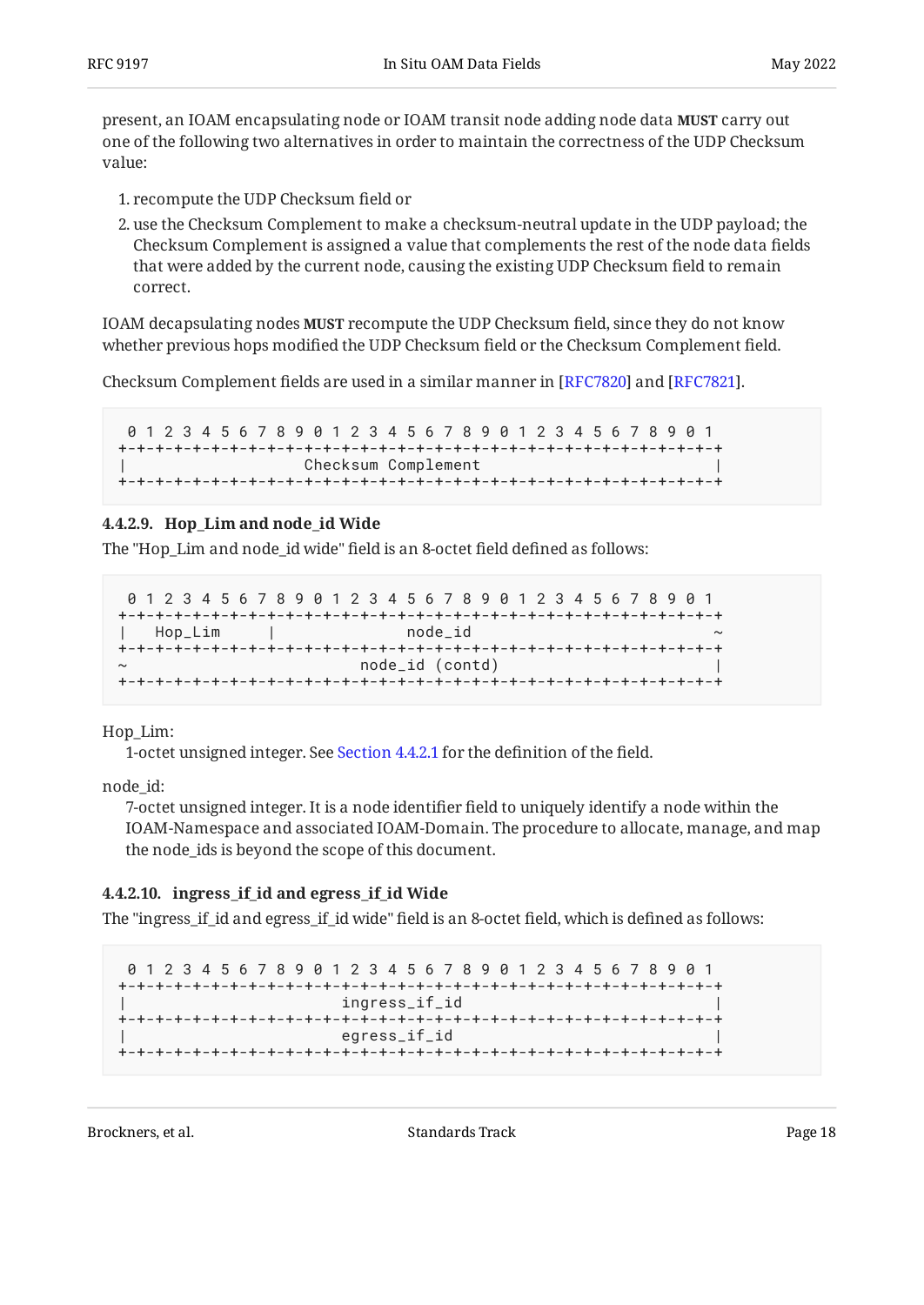present, an IOAM encapsulating node or IOAM transit node adding node data **MUST** carry out one of the following two alternatives in order to maintain the correctness of the UDP Checksum value:

1. recompute the UDP Checksum field or
2. use the Checksum Complement to make a checksum-neutral update in the UDP payload; the Checksum Complement is assigned a value that complements the rest of the node data fields that were added by the current node, causing the existing UDP Checksum field to remain correct.

IOAM decapsulating nodes **MUST** recompute the UDP Checksum field, since they do not know whether previous hops modified the UDP Checksum field or the Checksum Complement field.

Checksum Complement fields are used in a similar manner in [RFC7820] and [RFC7821].

```
 0 1 2 3 4 5 6 7 8 9 0 1 2 3 4 5 6 7 8 9 0 1 2 3 4 5 6 7 8 9 0 1
+-+-+-+-+-+-+-+-+-+-+-+-+-+-+-+-+-+-+-+-+-+-+-+-+-+-+-+-+-+-+-+-+
|                   Checksum Complement                         |
+-+-+-+-+-+-+-+-+-+-+-+-+-+-+-+-+-+-+-+-+-+-+-+-+-+-+-+-+-+-+-+-+
```

#### 4.4.2.9. Hop_Lim and node_id Wide

The "Hop_Lim and node_id wide" field is an 8-octet field defined as follows:

```
 0 1 2 3 4 5 6 7 8 9 0 1 2 3 4 5 6 7 8 9 0 1 2 3 4 5 6 7 8 9 0 1
+-+-+-+-+-+-+-+-+-+-+-+-+-+-+-+-+-+-+-+-+-+-+-+-+-+-+-+-+-+-+-+-+
|   Hop_Lim     |              node_id                          ~
+-+-+-+-+-+-+-+-+-+-+-+-+-+-+-+-+-+-+-+-+-+-+-+-+-+-+-+-+-+-+-+-+
~                         node_id (contd)                       |
+-+-+-+-+-+-+-+-+-+-+-+-+-+-+-+-+-+-+-+-+-+-+-+-+-+-+-+-+-+-+-+-+
```

Hop_Lim:
: 1-octet unsigned integer. See Section 4.4.2.1 for the definition of the field.

node_id:
: 7-octet unsigned integer. It is a node identifier field to uniquely identify a node within the IOAM-Namespace and associated IOAM-Domain. The procedure to allocate, manage, and map the node_ids is beyond the scope of this document.

#### 4.4.2.10. ingress_if_id and egress_if_id Wide

The "ingress_if_id and egress_if_id wide" field is an 8-octet field, which is defined as follows:

```
 0 1 2 3 4 5 6 7 8 9 0 1 2 3 4 5 6 7 8 9 0 1 2 3 4 5 6 7 8 9 0 1
+-+-+-+-+-+-+-+-+-+-+-+-+-+-+-+-+-+-+-+-+-+-+-+-+-+-+-+-+-+-+-+-+
|                        ingress_if_id                          |
+-+-+-+-+-+-+-+-+-+-+-+-+-+-+-+-+-+-+-+-+-+-+-+-+-+-+-+-+-+-+-+-+
|                        egress_if_id                           |
+-+-+-+-+-+-+-+-+-+-+-+-+-+-+-+-+-+-+-+-+-+-+-+-+-+-+-+-+-+-+-+-+
```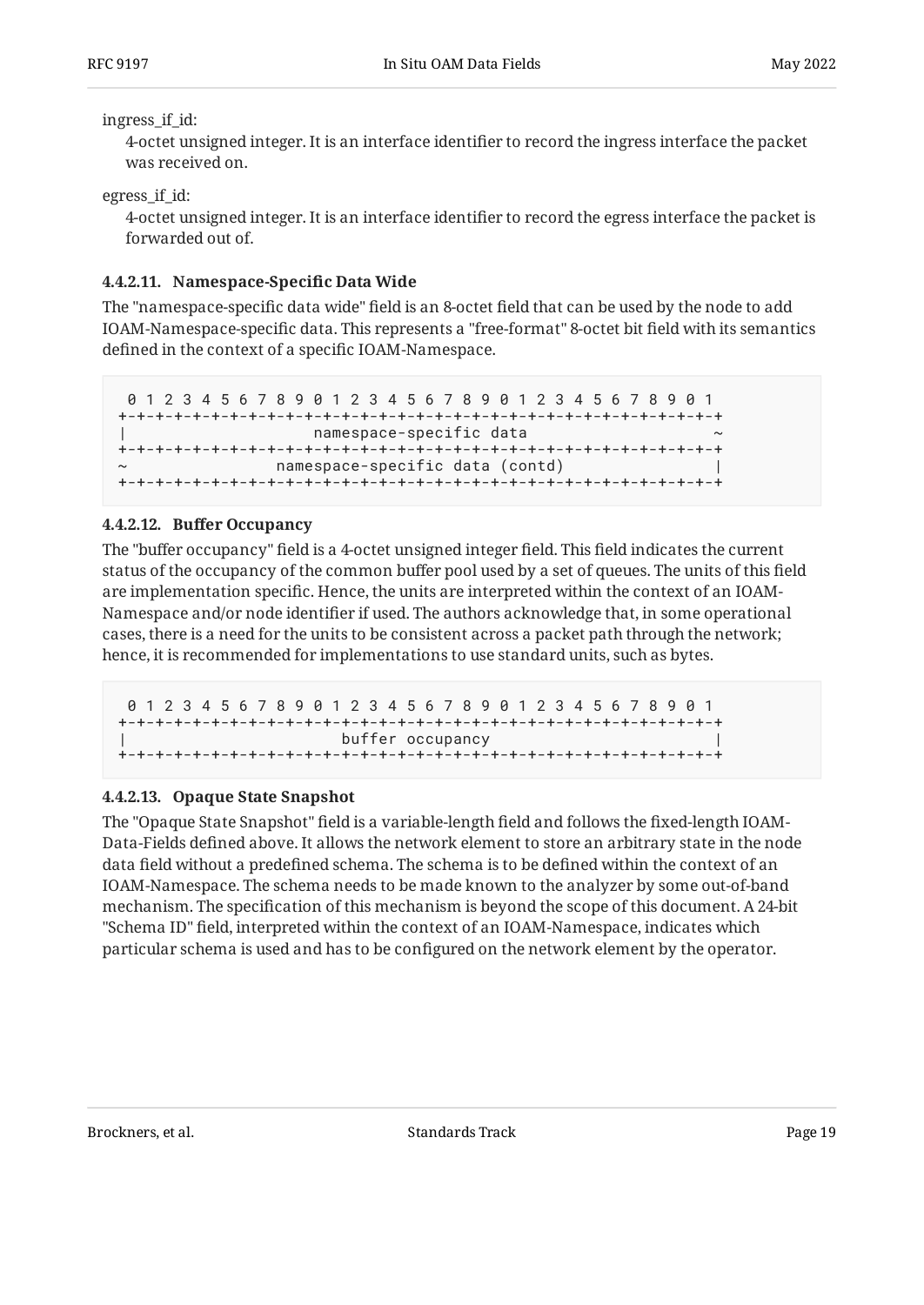ingress_if_id:
4-octet unsigned integer. It is an interface identifier to record the ingress interface the packet was received on.

egress_if_id:
4-octet unsigned integer. It is an interface identifier to record the egress interface the packet is forwarded out of.

#### 4.4.2.11. Namespace-Specific Data Wide

The "namespace-specific data wide" field is an 8-octet field that can be used by the node to add IOAM-Namespace-specific data. This represents a "free-format" 8-octet bit field with its semantics defined in the context of a specific IOAM-Namespace.

```
 0 1 2 3 4 5 6 7 8 9 0 1 2 3 4 5 6 7 8 9 0 1 2 3 4 5 6 7 8 9 0 1
+-+-+-+-+-+-+-+-+-+-+-+-+-+-+-+-+-+-+-+-+-+-+-+-+-+-+-+-+-+-+-+-+
|                   namespace-specific data                     ~
+-+-+-+-+-+-+-+-+-+-+-+-+-+-+-+-+-+-+-+-+-+-+-+-+-+-+-+-+-+-+-+-+
~              namespace-specific data (contd)                  |
+-+-+-+-+-+-+-+-+-+-+-+-+-+-+-+-+-+-+-+-+-+-+-+-+-+-+-+-+-+-+-+-+
```

#### 4.4.2.12. Buffer Occupancy

The "buffer occupancy" field is a 4-octet unsigned integer field. This field indicates the current status of the occupancy of the common buffer pool used by a set of queues. The units of this field are implementation specific. Hence, the units are interpreted within the context of an IOAM-Namespace and/or node identifier if used. The authors acknowledge that, in some operational cases, there is a need for the units to be consistent across a packet path through the network; hence, it is recommended for implementations to use standard units, such as bytes.

```
 0 1 2 3 4 5 6 7 8 9 0 1 2 3 4 5 6 7 8 9 0 1 2 3 4 5 6 7 8 9 0 1
+-+-+-+-+-+-+-+-+-+-+-+-+-+-+-+-+-+-+-+-+-+-+-+-+-+-+-+-+-+-+-+-+
|                       buffer occupancy                        |
+-+-+-+-+-+-+-+-+-+-+-+-+-+-+-+-+-+-+-+-+-+-+-+-+-+-+-+-+-+-+-+-+
```

#### 4.4.2.13. Opaque State Snapshot

The "Opaque State Snapshot" field is a variable-length field and follows the fixed-length IOAM-Data-Fields defined above. It allows the network element to store an arbitrary state in the node data field without a predefined schema. The schema is to be defined within the context of an IOAM-Namespace. The schema needs to be made known to the analyzer by some out-of-band mechanism. The specification of this mechanism is beyond the scope of this document. A 24-bit "Schema ID" field, interpreted within the context of an IOAM-Namespace, indicates which particular schema is used and has to be configured on the network element by the operator.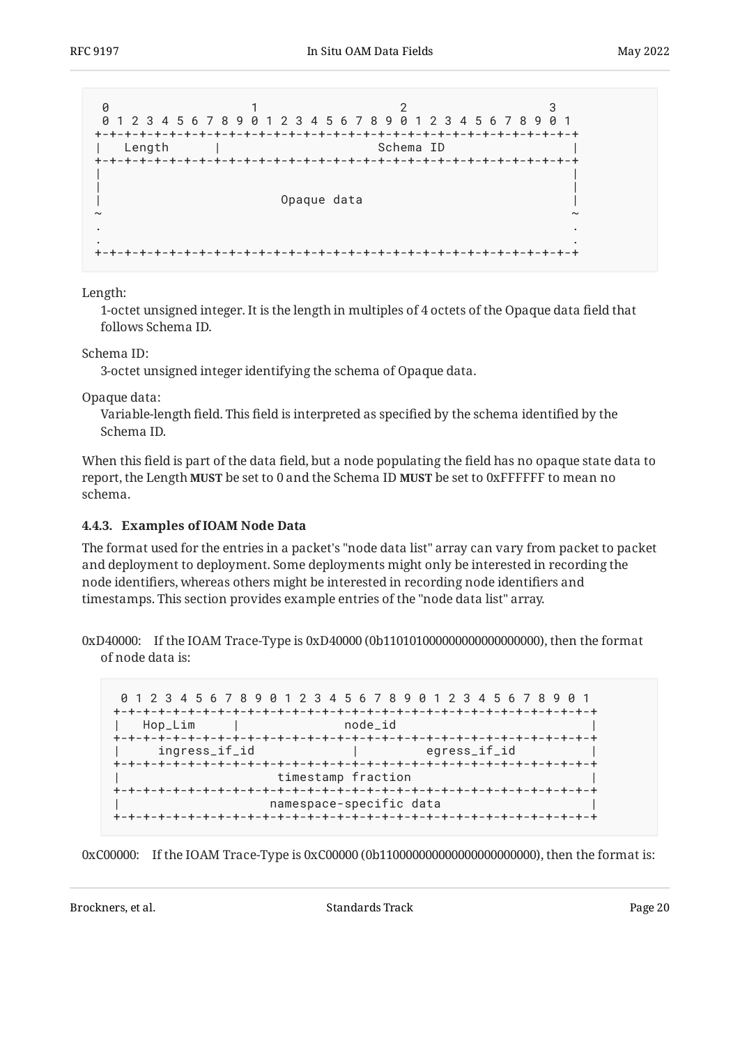```
 0                   1                   2                   3
 0 1 2 3 4 5 6 7 8 9 0 1 2 3 4 5 6 7 8 9 0 1 2 3 4 5 6 7 8 9 0 1
+-+-+-+-+-+-+-+-+-+-+-+-+-+-+-+-+-+-+-+-+-+-+-+-+-+-+-+-+-+-+-+-+
|   Length      |                      Schema ID                |
+-+-+-+-+-+-+-+-+-+-+-+-+-+-+-+-+-+-+-+-+-+-+-+-+-+-+-+-+-+-+-+-+
|                                                               |
|                                                               |
|                         Opaque data                           |
~                                                               ~
.                                                               .
.                                                               .
+-+-+-+-+-+-+-+-+-+-+-+-+-+-+-+-+-+-+-+-+-+-+-+-+-+-+-+-+-+-+-+-+
```

Length:
1-octet unsigned integer. It is the length in multiples of 4 octets of the Opaque data field that follows Schema ID.

Schema ID:
3-octet unsigned integer identifying the schema of Opaque data.

Opaque data:
Variable-length field. This field is interpreted as specified by the schema identified by the Schema ID.

When this field is part of the data field, but a node populating the field has no opaque state data to report, the Length **MUST** be set to 0 and the Schema ID **MUST** be set to 0xFFFFFF to mean no schema.

#### 4.4.3. Examples of IOAM Node Data

The format used for the entries in a packet's "node data list" array can vary from packet to packet and deployment to deployment. Some deployments might only be interested in recording the node identifiers, whereas others might be interested in recording node identifiers and timestamps. This section provides example entries of the "node data list" array.

0xD40000: If the IOAM Trace-Type is 0xD40000 (0b110101000000000000000000), then the format of node data is:

```
 0 1 2 3 4 5 6 7 8 9 0 1 2 3 4 5 6 7 8 9 0 1 2 3 4 5 6 7 8 9 0 1
+-+-+-+-+-+-+-+-+-+-+-+-+-+-+-+-+-+-+-+-+-+-+-+-+-+-+-+-+-+-+-+-+
|   Hop_Lim     |              node_id                          |
+-+-+-+-+-+-+-+-+-+-+-+-+-+-+-+-+-+-+-+-+-+-+-+-+-+-+-+-+-+-+-+-+
|     ingress_if_id             |         egress_if_id          |
+-+-+-+-+-+-+-+-+-+-+-+-+-+-+-+-+-+-+-+-+-+-+-+-+-+-+-+-+-+-+-+-+
|                      timestamp fraction                       |
+-+-+-+-+-+-+-+-+-+-+-+-+-+-+-+-+-+-+-+-+-+-+-+-+-+-+-+-+-+-+-+-+
|                    namespace-specific data                    |
+-+-+-+-+-+-+-+-+-+-+-+-+-+-+-+-+-+-+-+-+-+-+-+-+-+-+-+-+-+-+-+-+
```

0xC00000: If the IOAM Trace-Type is 0xC00000 (0b110000000000000000000000), then the format is: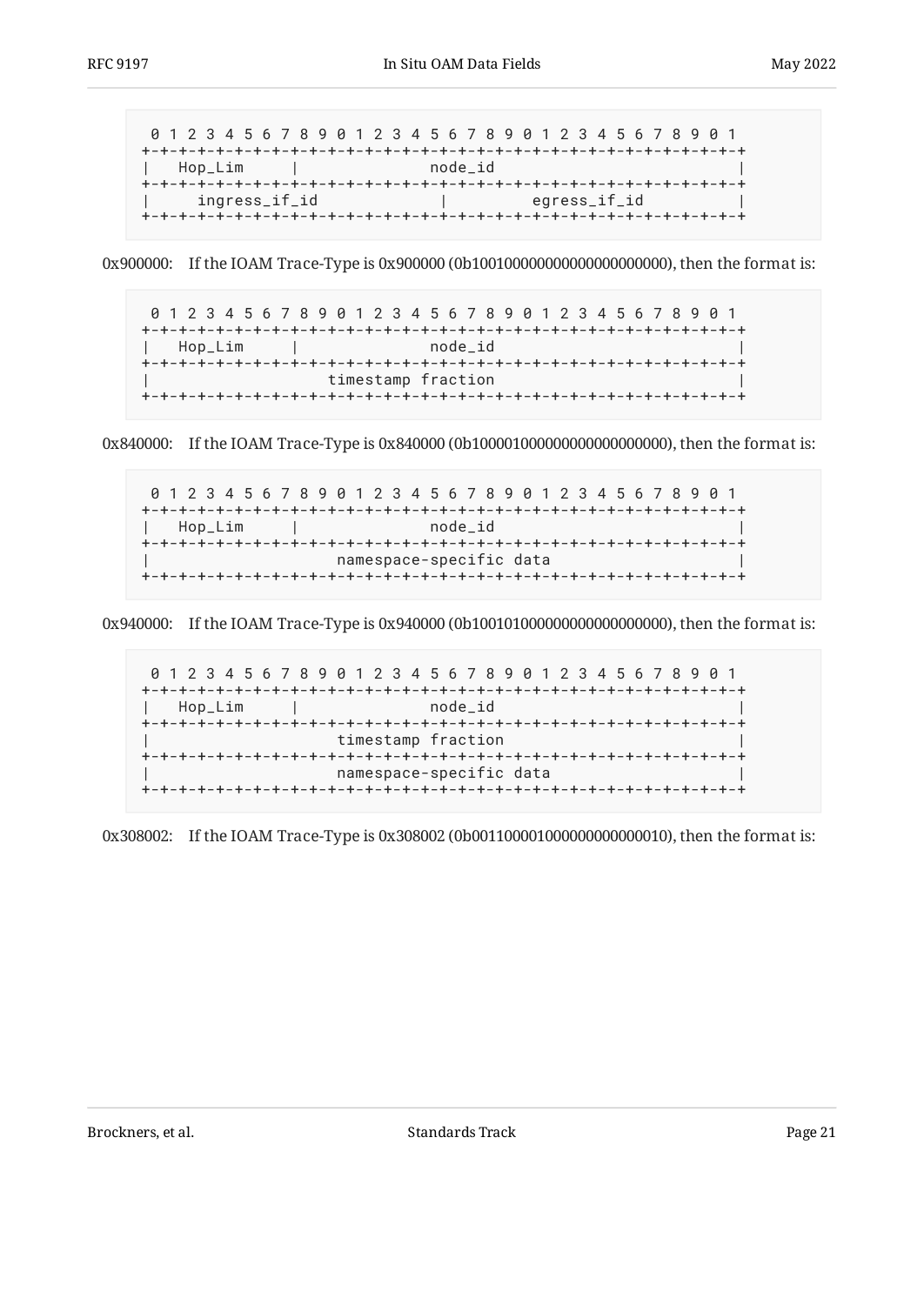```
 0 1 2 3 4 5 6 7 8 9 0 1 2 3 4 5 6 7 8 9 0 1 2 3 4 5 6 7 8 9 0 1
+-+-+-+-+-+-+-+-+-+-+-+-+-+-+-+-+-+-+-+-+-+-+-+-+-+-+-+-+-+-+-+-+
|   Hop_Lim     |              node_id                          |
+-+-+-+-+-+-+-+-+-+-+-+-+-+-+-+-+-+-+-+-+-+-+-+-+-+-+-+-+-+-+-+-+
|     ingress_if_id             |         egress_if_id          |
+-+-+-+-+-+-+-+-+-+-+-+-+-+-+-+-+-+-+-+-+-+-+-+-+-+-+-+-+-+-+-+-+
```

0x900000: If the IOAM Trace-Type is 0x900000 (0b100100000000000000000000), then the format is:

```
 0 1 2 3 4 5 6 7 8 9 0 1 2 3 4 5 6 7 8 9 0 1 2 3 4 5 6 7 8 9 0 1
+-+-+-+-+-+-+-+-+-+-+-+-+-+-+-+-+-+-+-+-+-+-+-+-+-+-+-+-+-+-+-+-+
|   Hop_Lim     |              node_id                          |
+-+-+-+-+-+-+-+-+-+-+-+-+-+-+-+-+-+-+-+-+-+-+-+-+-+-+-+-+-+-+-+-+
|                   timestamp fraction                          |
+-+-+-+-+-+-+-+-+-+-+-+-+-+-+-+-+-+-+-+-+-+-+-+-+-+-+-+-+-+-+-+-+
```

0x840000: If the IOAM Trace-Type is 0x840000 (0b100001000000000000000000), then the format is:

```
 0 1 2 3 4 5 6 7 8 9 0 1 2 3 4 5 6 7 8 9 0 1 2 3 4 5 6 7 8 9 0 1
+-+-+-+-+-+-+-+-+-+-+-+-+-+-+-+-+-+-+-+-+-+-+-+-+-+-+-+-+-+-+-+-+
|   Hop_Lim     |              node_id                          |
+-+-+-+-+-+-+-+-+-+-+-+-+-+-+-+-+-+-+-+-+-+-+-+-+-+-+-+-+-+-+-+-+
|                    namespace-specific data                    |
+-+-+-+-+-+-+-+-+-+-+-+-+-+-+-+-+-+-+-+-+-+-+-+-+-+-+-+-+-+-+-+-+
```

0x940000: If the IOAM Trace-Type is 0x940000 (0b100101000000000000000000), then the format is:

```
 0 1 2 3 4 5 6 7 8 9 0 1 2 3 4 5 6 7 8 9 0 1 2 3 4 5 6 7 8 9 0 1
+-+-+-+-+-+-+-+-+-+-+-+-+-+-+-+-+-+-+-+-+-+-+-+-+-+-+-+-+-+-+-+-+
|   Hop_Lim     |              node_id                          |
+-+-+-+-+-+-+-+-+-+-+-+-+-+-+-+-+-+-+-+-+-+-+-+-+-+-+-+-+-+-+-+-+
|                    timestamp fraction                         |
+-+-+-+-+-+-+-+-+-+-+-+-+-+-+-+-+-+-+-+-+-+-+-+-+-+-+-+-+-+-+-+-+
|                    namespace-specific data                    |
+-+-+-+-+-+-+-+-+-+-+-+-+-+-+-+-+-+-+-+-+-+-+-+-+-+-+-+-+-+-+-+-+
```

0x308002: If the IOAM Trace-Type is 0x308002 (0b001100001000000000000010), then the format is: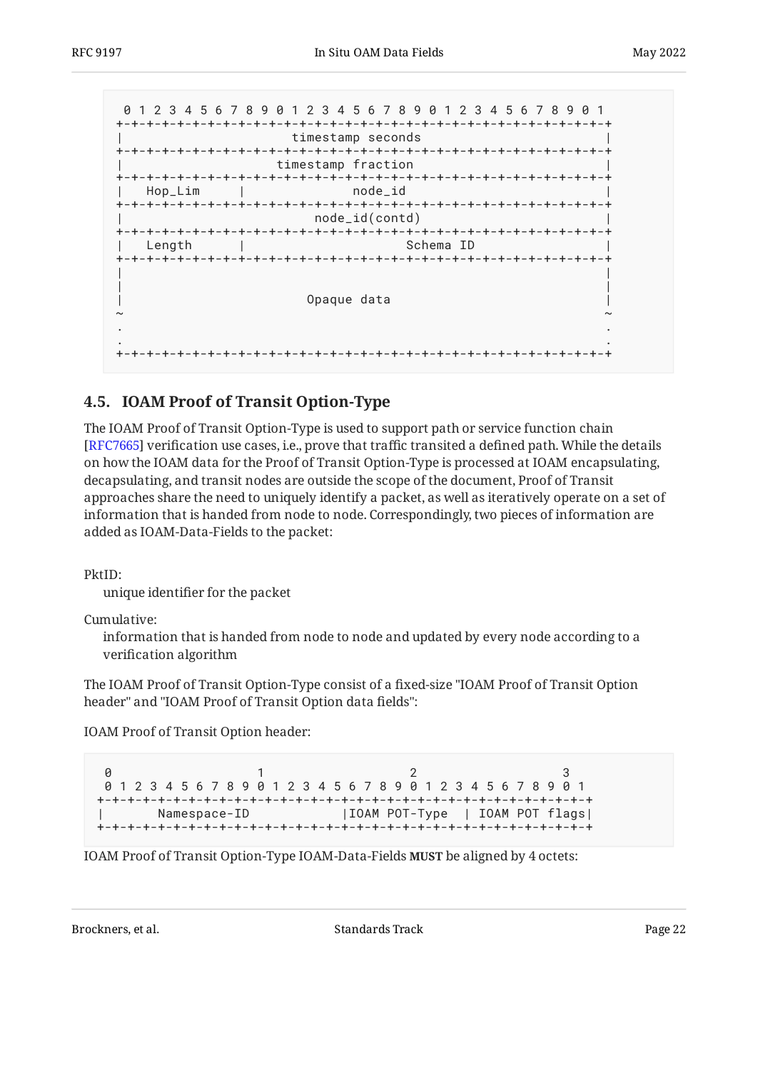```
 0 1 2 3 4 5 6 7 8 9 0 1 2 3 4 5 6 7 8 9 0 1 2 3 4 5 6 7 8 9 0 1
+-+-+-+-+-+-+-+-+-+-+-+-+-+-+-+-+-+-+-+-+-+-+-+-+-+-+-+-+-+-+-+-+
|                       timestamp seconds                       |
+-+-+-+-+-+-+-+-+-+-+-+-+-+-+-+-+-+-+-+-+-+-+-+-+-+-+-+-+-+-+-+-+
|                      timestamp fraction                       |
+-+-+-+-+-+-+-+-+-+-+-+-+-+-+-+-+-+-+-+-+-+-+-+-+-+-+-+-+-+-+-+-+
|   Hop_Lim     |              node_id                          |
+-+-+-+-+-+-+-+-+-+-+-+-+-+-+-+-+-+-+-+-+-+-+-+-+-+-+-+-+-+-+-+-+
|                         node_id(contd)                        |
+-+-+-+-+-+-+-+-+-+-+-+-+-+-+-+-+-+-+-+-+-+-+-+-+-+-+-+-+-+-+-+-+
|   Length      |                   Schema ID                   |
+-+-+-+-+-+-+-+-+-+-+-+-+-+-+-+-+-+-+-+-+-+-+-+-+-+-+-+-+-+-+-+-+
|                                                               |
|                                                               |
|                         Opaque data                           |
~                                                               ~
.                                                               .
.                                                               .
+-+-+-+-+-+-+-+-+-+-+-+-+-+-+-+-+-+-+-+-+-+-+-+-+-+-+-+-+-+-+-+-+
```

## 4.5. IOAM Proof of Transit Option-Type

The IOAM Proof of Transit Option-Type is used to support path or service function chain [RFC7665] verification use cases, i.e., prove that traffic transited a defined path. While the details on how the IOAM data for the Proof of Transit Option-Type is processed at IOAM encapsulating, decapsulating, and transit nodes are outside the scope of the document, Proof of Transit approaches share the need to uniquely identify a packet, as well as iteratively operate on a set of information that is handed from node to node. Correspondingly, two pieces of information are added as IOAM-Data-Fields to the packet:

PktID:
: unique identifier for the packet

Cumulative:
: information that is handed from node to node and updated by every node according to a verification algorithm

The IOAM Proof of Transit Option-Type consist of a fixed-size "IOAM Proof of Transit Option header" and "IOAM Proof of Transit Option data fields":

IOAM Proof of Transit Option header:

```
 0                   1                   2                   3
 0 1 2 3 4 5 6 7 8 9 0 1 2 3 4 5 6 7 8 9 0 1 2 3 4 5 6 7 8 9 0 1
+-+-+-+-+-+-+-+-+-+-+-+-+-+-+-+-+-+-+-+-+-+-+-+-+-+-+-+-+-+-+-+-+
|       Namespace-ID            |IOAM POT-Type  | IOAM POT flags|
+-+-+-+-+-+-+-+-+-+-+-+-+-+-+-+-+-+-+-+-+-+-+-+-+-+-+-+-+-+-+-+-+
```

IOAM Proof of Transit Option-Type IOAM-Data-Fields **MUST** be aligned by 4 octets: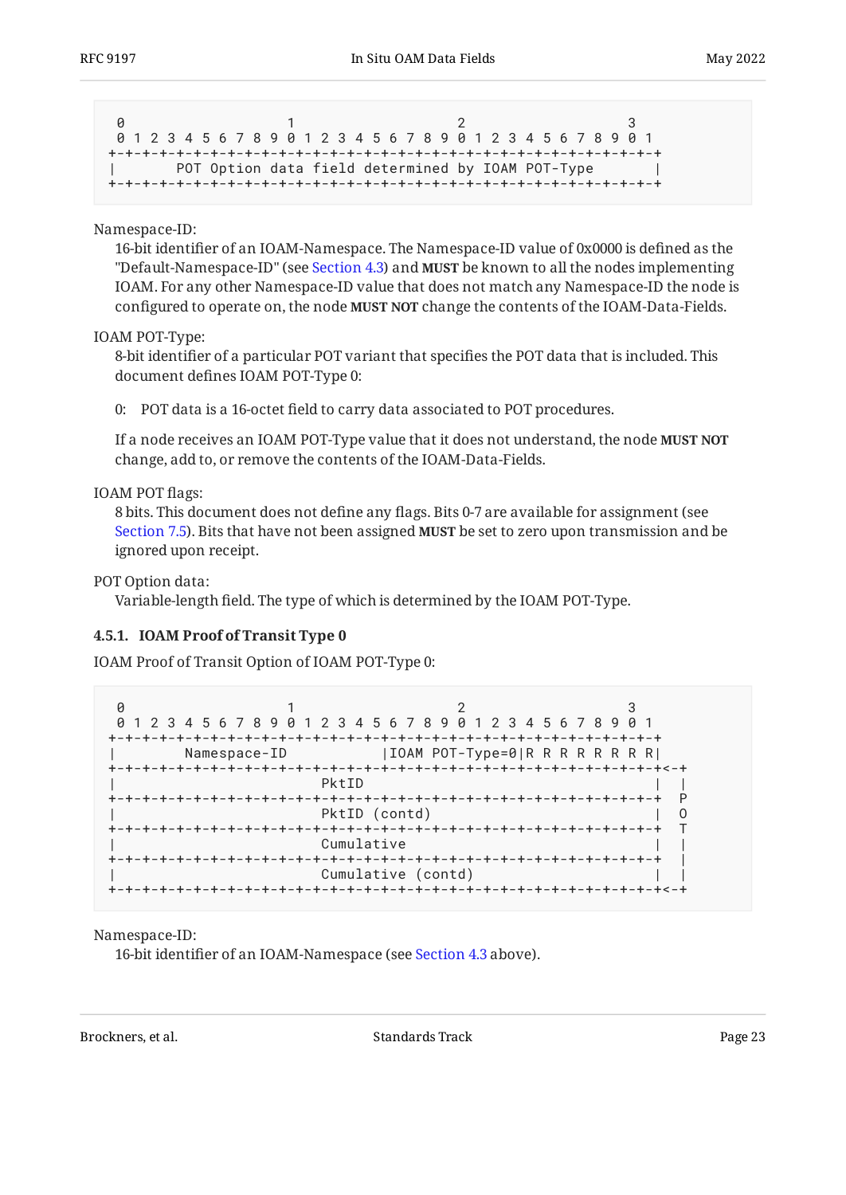```
 0                   1                   2                   3
 0 1 2 3 4 5 6 7 8 9 0 1 2 3 4 5 6 7 8 9 0 1 2 3 4 5 6 7 8 9 0 1
+-+-+-+-+-+-+-+-+-+-+-+-+-+-+-+-+-+-+-+-+-+-+-+-+-+-+-+-+-+-+-+-+
|       POT Option data field determined by IOAM POT-Type       |
+-+-+-+-+-+-+-+-+-+-+-+-+-+-+-+-+-+-+-+-+-+-+-+-+-+-+-+-+-+-+-+-+
```

Namespace-ID:
: 16-bit identifier of an IOAM-Namespace. The Namespace-ID value of 0x0000 is defined as the "Default-Namespace-ID" (see Section 4.3) and **MUST** be known to all the nodes implementing IOAM. For any other Namespace-ID value that does not match any Namespace-ID the node is configured to operate on, the node **MUST NOT** change the contents of the IOAM-Data-Fields.

IOAM POT-Type:
: 8-bit identifier of a particular POT variant that specifies the POT data that is included. This document defines IOAM POT-Type 0:

  0: POT data is a 16-octet field to carry data associated to POT procedures.

  If a node receives an IOAM POT-Type value that it does not understand, the node **MUST NOT** change, add to, or remove the contents of the IOAM-Data-Fields.

IOAM POT flags:
: 8 bits. This document does not define any flags. Bits 0-7 are available for assignment (see Section 7.5). Bits that have not been assigned **MUST** be set to zero upon transmission and be ignored upon receipt.

POT Option data:
: Variable-length field. The type of which is determined by the IOAM POT-Type.

#### 4.5.1. IOAM Proof of Transit Type 0

IOAM Proof of Transit Option of IOAM POT-Type 0:

```
 0                   1                   2                   3
 0 1 2 3 4 5 6 7 8 9 0 1 2 3 4 5 6 7 8 9 0 1 2 3 4 5 6 7 8 9 0 1
+-+-+-+-+-+-+-+-+-+-+-+-+-+-+-+-+-+-+-+-+-+-+-+-+-+-+-+-+-+-+-+-+
|        Namespace-ID           |IOAM POT-Type=0|R R R R R R R R|
+-+-+-+-+-+-+-+-+-+-+-+-+-+-+-+-+-+-+-+-+-+-+-+-+-+-+-+-+-+-+-+-+<-+
|                          PktID                                |  |
+-+-+-+-+-+-+-+-+-+-+-+-+-+-+-+-+-+-+-+-+-+-+-+-+-+-+-+-+-+-+-+-+  P
|                          PktID (contd)                        |  O
+-+-+-+-+-+-+-+-+-+-+-+-+-+-+-+-+-+-+-+-+-+-+-+-+-+-+-+-+-+-+-+-+  T
|                          Cumulative                           |  |
+-+-+-+-+-+-+-+-+-+-+-+-+-+-+-+-+-+-+-+-+-+-+-+-+-+-+-+-+-+-+-+-+  |
|                          Cumulative (contd)                   |  |
+-+-+-+-+-+-+-+-+-+-+-+-+-+-+-+-+-+-+-+-+-+-+-+-+-+-+-+-+-+-+-+-+<-+
```

Namespace-ID:
: 16-bit identifier of an IOAM-Namespace (see Section 4.3 above).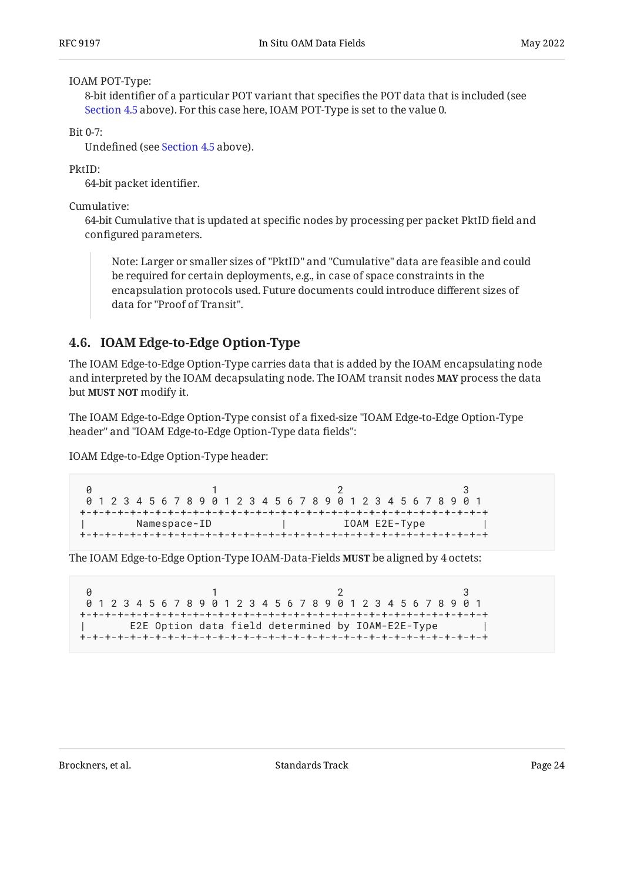IOAM POT-Type:
: 8-bit identifier of a particular POT variant that specifies the POT data that is included (see Section 4.5 above). For this case here, IOAM POT-Type is set to the value 0.

Bit 0-7:
: Undefined (see Section 4.5 above).

PktID:
: 64-bit packet identifier.

Cumulative:
: 64-bit Cumulative that is updated at specific nodes by processing per packet PktID field and configured parameters.

> Note: Larger or smaller sizes of "PktID" and "Cumulative" data are feasible and could be required for certain deployments, e.g., in case of space constraints in the encapsulation protocols used. Future documents could introduce different sizes of data for "Proof of Transit".

### 4.6. IOAM Edge-to-Edge Option-Type

The IOAM Edge-to-Edge Option-Type carries data that is added by the IOAM encapsulating node and interpreted by the IOAM decapsulating node. The IOAM transit nodes **MAY** process the data but **MUST NOT** modify it.

The IOAM Edge-to-Edge Option-Type consist of a fixed-size "IOAM Edge-to-Edge Option-Type header" and "IOAM Edge-to-Edge Option-Type data fields":

IOAM Edge-to-Edge Option-Type header:

```
 0                   1                   2                   3
 0 1 2 3 4 5 6 7 8 9 0 1 2 3 4 5 6 7 8 9 0 1 2 3 4 5 6 7 8 9 0 1
+-+-+-+-+-+-+-+-+-+-+-+-+-+-+-+-+-+-+-+-+-+-+-+-+-+-+-+-+-+-+-+-+
|        Namespace-ID           |         IOAM E2E-Type         |
+-+-+-+-+-+-+-+-+-+-+-+-+-+-+-+-+-+-+-+-+-+-+-+-+-+-+-+-+-+-+-+-+
```

The IOAM Edge-to-Edge Option-Type IOAM-Data-Fields **MUST** be aligned by 4 octets:

```
 0                   1                   2                   3
 0 1 2 3 4 5 6 7 8 9 0 1 2 3 4 5 6 7 8 9 0 1 2 3 4 5 6 7 8 9 0 1
+-+-+-+-+-+-+-+-+-+-+-+-+-+-+-+-+-+-+-+-+-+-+-+-+-+-+-+-+-+-+-+-+
|       E2E Option data field determined by IOAM-E2E-Type       |
+-+-+-+-+-+-+-+-+-+-+-+-+-+-+-+-+-+-+-+-+-+-+-+-+-+-+-+-+-+-+-+-+
```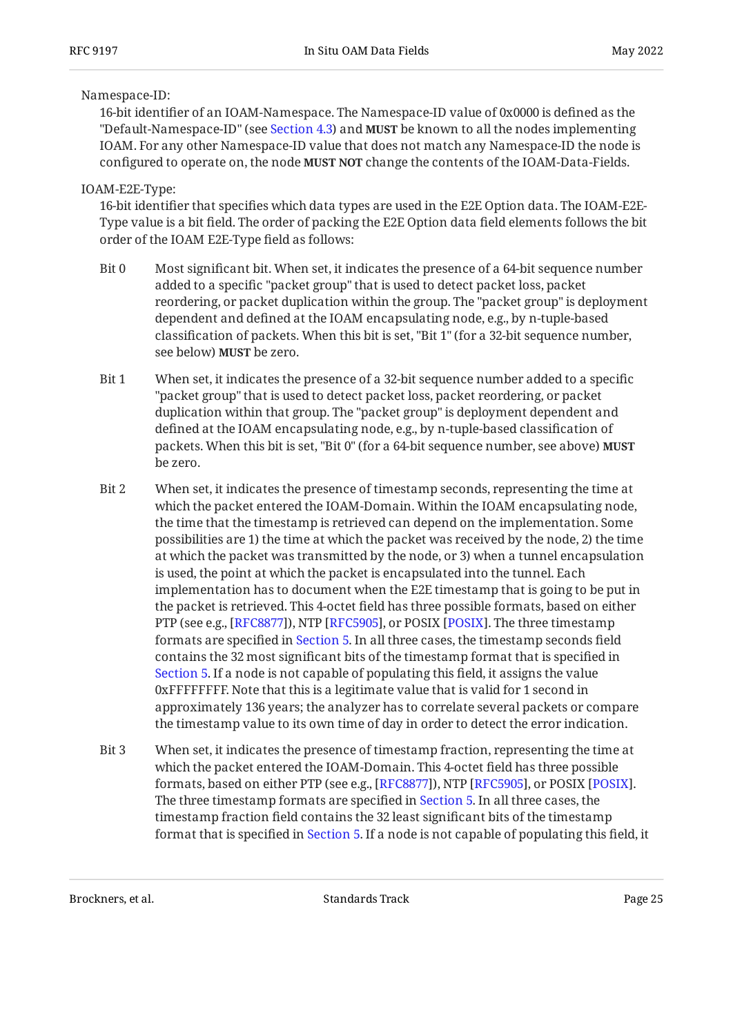Namespace-ID:
: 16-bit identifier of an IOAM-Namespace. The Namespace-ID value of 0x0000 is defined as the "Default-Namespace-ID" (see Section 4.3) and **MUST** be known to all the nodes implementing IOAM. For any other Namespace-ID value that does not match any Namespace-ID the node is configured to operate on, the node **MUST NOT** change the contents of the IOAM-Data-Fields.

IOAM-E2E-Type:
: 16-bit identifier that specifies which data types are used in the E2E Option data. The IOAM-E2E-Type value is a bit field. The order of packing the E2E Option data field elements follows the bit order of the IOAM E2E-Type field as follows:

Bit 0
: Most significant bit. When set, it indicates the presence of a 64-bit sequence number added to a specific "packet group" that is used to detect packet loss, packet reordering, or packet duplication within the group. The "packet group" is deployment dependent and defined at the IOAM encapsulating node, e.g., by n-tuple-based classification of packets. When this bit is set, "Bit 1" (for a 32-bit sequence number, see below) **MUST** be zero.

Bit 1
: When set, it indicates the presence of a 32-bit sequence number added to a specific "packet group" that is used to detect packet loss, packet reordering, or packet duplication within that group. The "packet group" is deployment dependent and defined at the IOAM encapsulating node, e.g., by n-tuple-based classification of packets. When this bit is set, "Bit 0" (for a 64-bit sequence number, see above) **MUST** be zero.

Bit 2
: When set, it indicates the presence of timestamp seconds, representing the time at which the packet entered the IOAM-Domain. Within the IOAM encapsulating node, the time that the timestamp is retrieved can depend on the implementation. Some possibilities are 1) the time at which the packet was received by the node, 2) the time at which the packet was transmitted by the node, or 3) when a tunnel encapsulation is used, the point at which the packet is encapsulated into the tunnel. Each implementation has to document when the E2E timestamp that is going to be put in the packet is retrieved. This 4-octet field has three possible formats, based on either PTP (see e.g., [RFC8877]), NTP [RFC5905], or POSIX [POSIX]. The three timestamp formats are specified in Section 5. In all three cases, the timestamp seconds field contains the 32 most significant bits of the timestamp format that is specified in Section 5. If a node is not capable of populating this field, it assigns the value 0xFFFFFFFF. Note that this is a legitimate value that is valid for 1 second in approximately 136 years; the analyzer has to correlate several packets or compare the timestamp value to its own time of day in order to detect the error indication.

Bit 3
: When set, it indicates the presence of timestamp fraction, representing the time at which the packet entered the IOAM-Domain. This 4-octet field has three possible formats, based on either PTP (see e.g., [RFC8877]), NTP [RFC5905], or POSIX [POSIX]. The three timestamp formats are specified in Section 5. In all three cases, the timestamp fraction field contains the 32 least significant bits of the timestamp format that is specified in Section 5. If a node is not capable of populating this field, it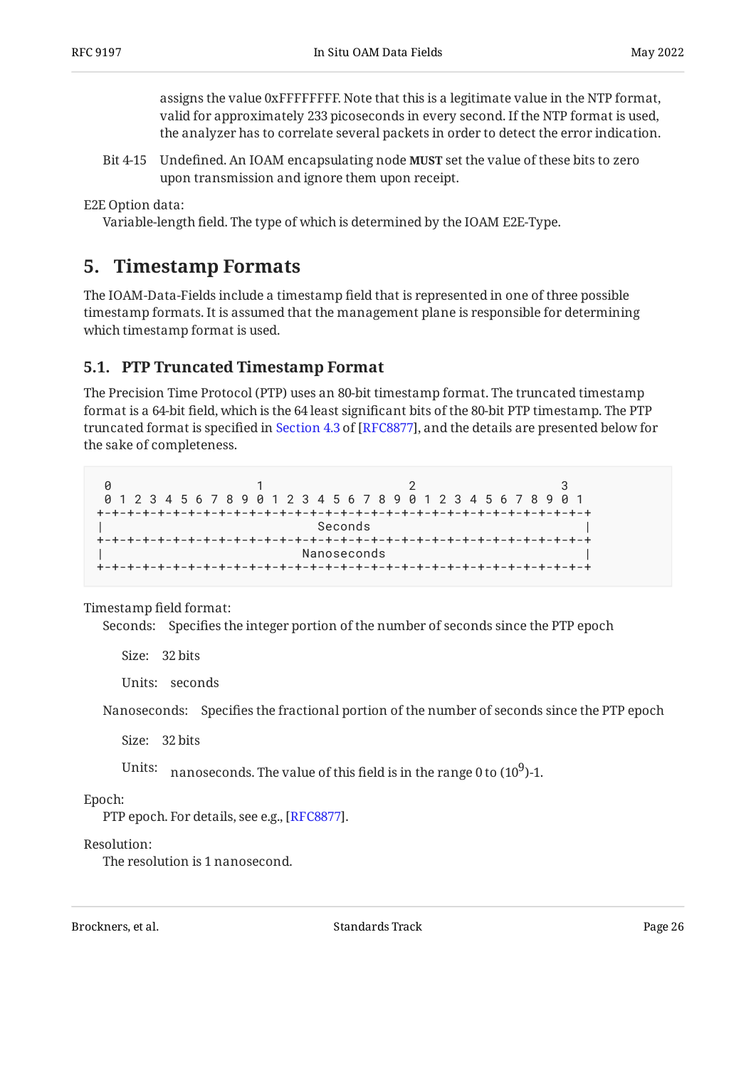assigns the value 0xFFFFFFFF. Note that this is a legitimate value in the NTP format, valid for approximately 233 picoseconds in every second. If the NTP format is used, the analyzer has to correlate several packets in order to detect the error indication.

Bit 4-15 Undefined. An IOAM encapsulating node **MUST** set the value of these bits to zero upon transmission and ignore them upon receipt.

E2E Option data:
Variable-length field. The type of which is determined by the IOAM E2E-Type.

## 5. Timestamp Formats

The IOAM-Data-Fields include a timestamp field that is represented in one of three possible timestamp formats. It is assumed that the management plane is responsible for determining which timestamp format is used.

### 5.1. PTP Truncated Timestamp Format

The Precision Time Protocol (PTP) uses an 80-bit timestamp format. The truncated timestamp format is a 64-bit field, which is the 64 least significant bits of the 80-bit PTP timestamp. The PTP truncated format is specified in Section 4.3 of [RFC8877], and the details are presented below for the sake of completeness.

```
 0                   1                   2                   3
 0 1 2 3 4 5 6 7 8 9 0 1 2 3 4 5 6 7 8 9 0 1 2 3 4 5 6 7 8 9 0 1
+-+-+-+-+-+-+-+-+-+-+-+-+-+-+-+-+-+-+-+-+-+-+-+-+-+-+-+-+-+-+-+-+
|                            Seconds                            |
+-+-+-+-+-+-+-+-+-+-+-+-+-+-+-+-+-+-+-+-+-+-+-+-+-+-+-+-+-+-+-+-+
|                          Nanoseconds                          |
+-+-+-+-+-+-+-+-+-+-+-+-+-+-+-+-+-+-+-+-+-+-+-+-+-+-+-+-+-+-+-+-+
```

Timestamp field format:

Seconds: Specifies the integer portion of the number of seconds since the PTP epoch

Size: 32 bits

Units: seconds

Nanoseconds: Specifies the fractional portion of the number of seconds since the PTP epoch

Size: 32 bits

Units: nanoseconds. The value of this field is in the range 0 to $(10^9)$-1.

Epoch:
PTP epoch. For details, see e.g., [RFC8877].

Resolution:
The resolution is 1 nanosecond.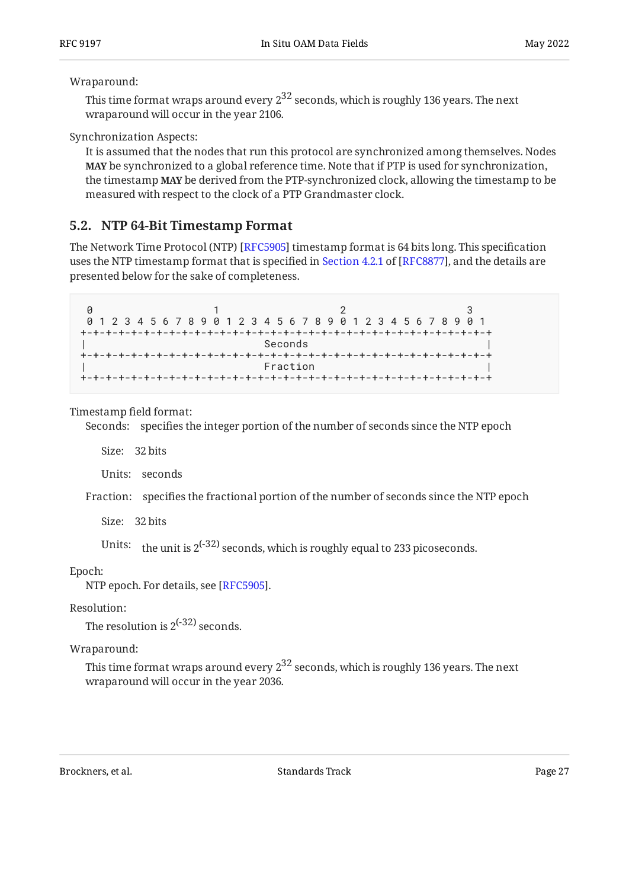Wraparound:

This time format wraps around every $2^{32}$ seconds, which is roughly 136 years. The next wraparound will occur in the year 2106.

Synchronization Aspects:

It is assumed that the nodes that run this protocol are synchronized among themselves. Nodes **MAY** be synchronized to a global reference time. Note that if PTP is used for synchronization, the timestamp **MAY** be derived from the PTP-synchronized clock, allowing the timestamp to be measured with respect to the clock of a PTP Grandmaster clock.

### 5.2. NTP 64-Bit Timestamp Format

The Network Time Protocol (NTP) [RFC5905] timestamp format is 64 bits long. This specification uses the NTP timestamp format that is specified in Section 4.2.1 of [RFC8877], and the details are presented below for the sake of completeness.

```
 0                   1                   2                   3
 0 1 2 3 4 5 6 7 8 9 0 1 2 3 4 5 6 7 8 9 0 1 2 3 4 5 6 7 8 9 0 1
+-+-+-+-+-+-+-+-+-+-+-+-+-+-+-+-+-+-+-+-+-+-+-+-+-+-+-+-+-+-+-+-+
|                            Seconds                            |
+-+-+-+-+-+-+-+-+-+-+-+-+-+-+-+-+-+-+-+-+-+-+-+-+-+-+-+-+-+-+-+-+
|                            Fraction                           |
+-+-+-+-+-+-+-+-+-+-+-+-+-+-+-+-+-+-+-+-+-+-+-+-+-+-+-+-+-+-+-+-+
```

Timestamp field format:

Seconds: specifies the integer portion of the number of seconds since the NTP epoch

Size: 32 bits

Units: seconds

Fraction: specifies the fractional portion of the number of seconds since the NTP epoch

Size: 32 bits

Units: the unit is $2^{(-32)}$ seconds, which is roughly equal to 233 picoseconds.

Epoch:

NTP epoch. For details, see [RFC5905].

Resolution:

The resolution is $2^{(-32)}$ seconds.

Wraparound:

This time format wraps around every $2^{32}$ seconds, which is roughly 136 years. The next wraparound will occur in the year 2036.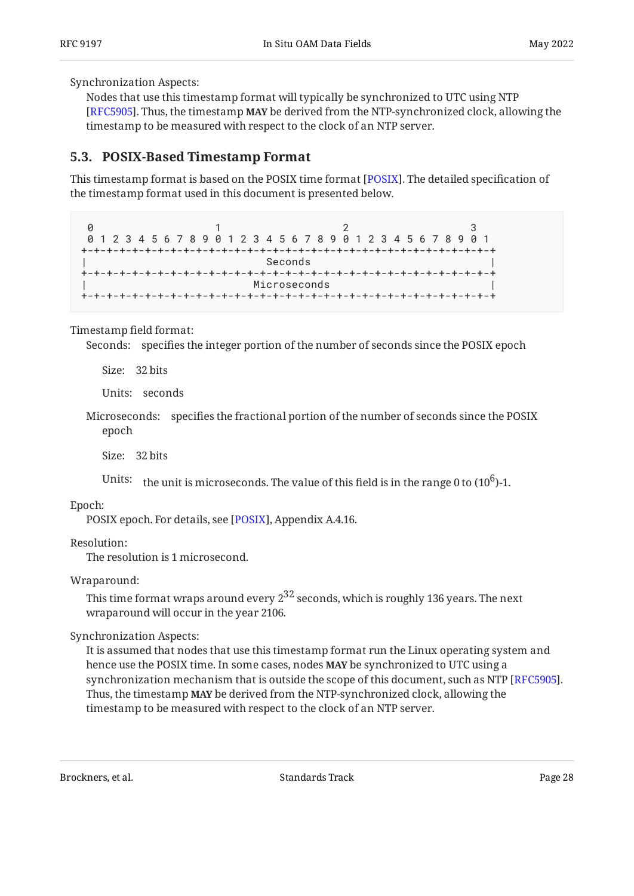Synchronization Aspects:
: Nodes that use this timestamp format will typically be synchronized to UTC using NTP [RFC5905]. Thus, the timestamp **MAY** be derived from the NTP-synchronized clock, allowing the timestamp to be measured with respect to the clock of an NTP server.

### 5.3. POSIX-Based Timestamp Format

This timestamp format is based on the POSIX time format [POSIX]. The detailed specification of the timestamp format used in this document is presented below.

```
 0                   1                   2                   3
 0 1 2 3 4 5 6 7 8 9 0 1 2 3 4 5 6 7 8 9 0 1 2 3 4 5 6 7 8 9 0 1
+-+-+-+-+-+-+-+-+-+-+-+-+-+-+-+-+-+-+-+-+-+-+-+-+-+-+-+-+-+-+-+-+
|                            Seconds                            |
+-+-+-+-+-+-+-+-+-+-+-+-+-+-+-+-+-+-+-+-+-+-+-+-+-+-+-+-+-+-+-+-+
|                          Microseconds                         |
+-+-+-+-+-+-+-+-+-+-+-+-+-+-+-+-+-+-+-+-+-+-+-+-+-+-+-+-+-+-+-+-+
```

Timestamp field format:

Seconds: specifies the integer portion of the number of seconds since the POSIX epoch

- Size: 32 bits
- Units: seconds

Microseconds: specifies the fractional portion of the number of seconds since the POSIX epoch

- Size: 32 bits
- Units: the unit is microseconds. The value of this field is in the range 0 to $(10^6)$-1.

Epoch:
: POSIX epoch. For details, see [POSIX], Appendix A.4.16.

Resolution:
: The resolution is 1 microsecond.

Wraparound:
: This time format wraps around every $2^{32}$ seconds, which is roughly 136 years. The next wraparound will occur in the year 2106.

Synchronization Aspects:
: It is assumed that nodes that use this timestamp format run the Linux operating system and hence use the POSIX time. In some cases, nodes **MAY** be synchronized to UTC using a synchronization mechanism that is outside the scope of this document, such as NTP [RFC5905]. Thus, the timestamp **MAY** be derived from the NTP-synchronized clock, allowing the timestamp to be measured with respect to the clock of an NTP server.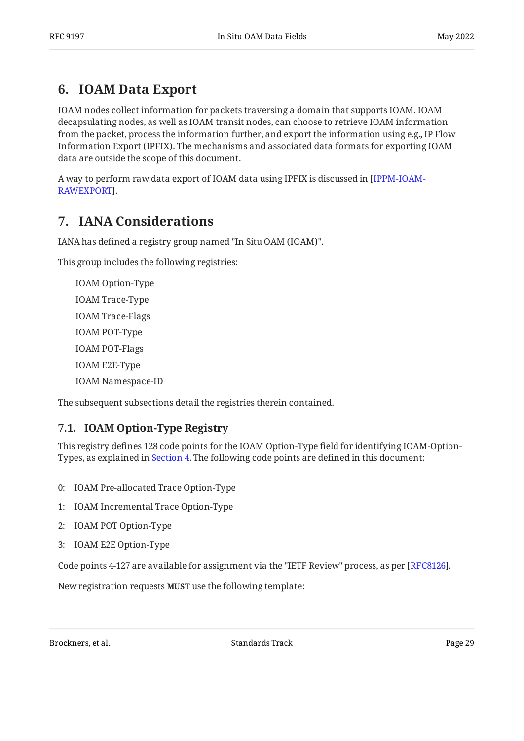## 6. IOAM Data Export

IOAM nodes collect information for packets traversing a domain that supports IOAM. IOAM decapsulating nodes, as well as IOAM transit nodes, can choose to retrieve IOAM information from the packet, process the information further, and export the information using e.g., IP Flow Information Export (IPFIX). The mechanisms and associated data formats for exporting IOAM data are outside the scope of this document.

A way to perform raw data export of IOAM data using IPFIX is discussed in [IPPM-IOAM-RAWEXPORT].

## 7. IANA Considerations

IANA has defined a registry group named "In Situ OAM (IOAM)".

This group includes the following registries:

> IOAM Option-Type
>
> IOAM Trace-Type
>
> IOAM Trace-Flags
>
> IOAM POT-Type
>
> IOAM POT-Flags
>
> IOAM E2E-Type
>
> IOAM Namespace-ID

The subsequent subsections detail the registries therein contained.

### 7.1. IOAM Option-Type Registry

This registry defines 128 code points for the IOAM Option-Type field for identifying IOAM-Option-Types, as explained in Section 4. The following code points are defined in this document:

0: IOAM Pre-allocated Trace Option-Type

1: IOAM Incremental Trace Option-Type

2: IOAM POT Option-Type

3: IOAM E2E Option-Type

Code points 4-127 are available for assignment via the "IETF Review" process, as per [RFC8126].

New registration requests **MUST** use the following template: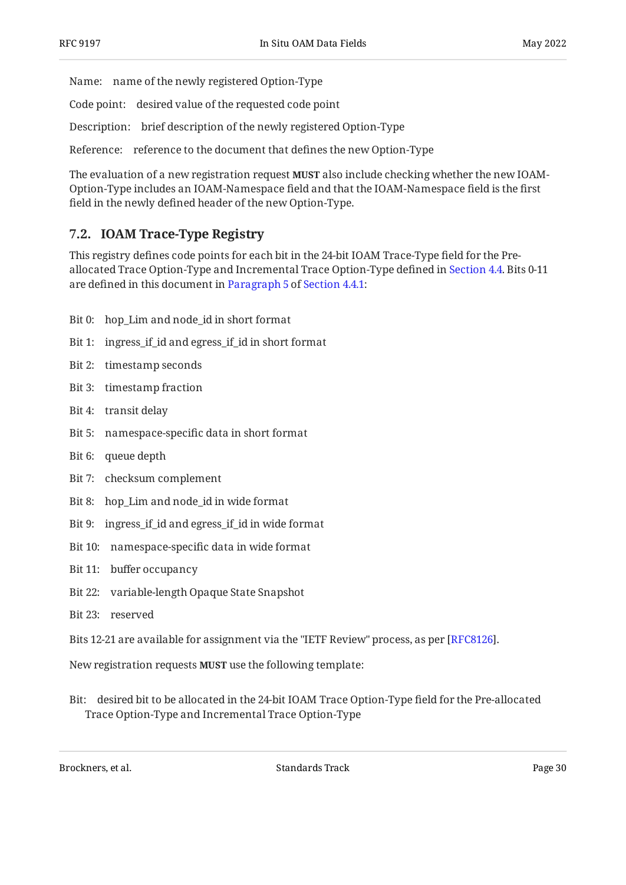Name: name of the newly registered Option-Type

Code point: desired value of the requested code point

Description: brief description of the newly registered Option-Type

Reference: reference to the document that defines the new Option-Type

The evaluation of a new registration request **MUST** also include checking whether the new IOAM-Option-Type includes an IOAM-Namespace field and that the IOAM-Namespace field is the first field in the newly defined header of the new Option-Type.

## 7.2. IOAM Trace-Type Registry

This registry defines code points for each bit in the 24-bit IOAM Trace-Type field for the Pre-allocated Trace Option-Type and Incremental Trace Option-Type defined in Section 4.4. Bits 0-11 are defined in this document in Paragraph 5 of Section 4.4.1:

Bit 0: hop_Lim and node_id in short format

Bit 1: ingress_if_id and egress_if_id in short format

Bit 2: timestamp seconds

Bit 3: timestamp fraction

Bit 4: transit delay

Bit 5: namespace-specific data in short format

Bit 6: queue depth

Bit 7: checksum complement

Bit 8: hop_Lim and node_id in wide format

Bit 9: ingress_if_id and egress_if_id in wide format

Bit 10: namespace-specific data in wide format

Bit 11: buffer occupancy

Bit 22: variable-length Opaque State Snapshot

Bit 23: reserved

Bits 12-21 are available for assignment via the "IETF Review" process, as per [RFC8126].

New registration requests **MUST** use the following template:

Bit: desired bit to be allocated in the 24-bit IOAM Trace Option-Type field for the Pre-allocated Trace Option-Type and Incremental Trace Option-Type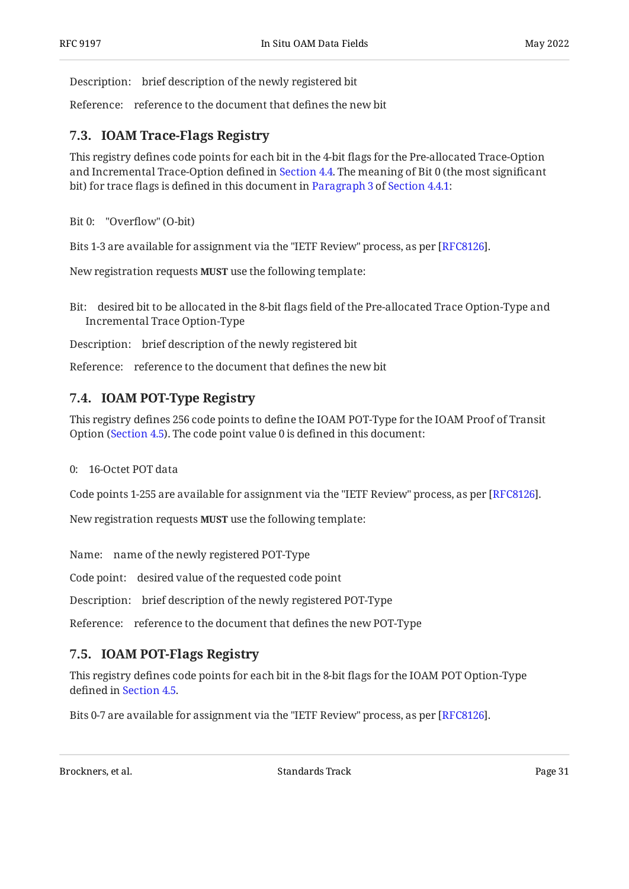Description: brief description of the newly registered bit

Reference: reference to the document that defines the new bit

### 7.3. IOAM Trace-Flags Registry

This registry defines code points for each bit in the 4-bit flags for the Pre-allocated Trace-Option and Incremental Trace-Option defined in Section 4.4. The meaning of Bit 0 (the most significant bit) for trace flags is defined in this document in Paragraph 3 of Section 4.4.1:

Bit 0: "Overflow" (O-bit)

Bits 1-3 are available for assignment via the "IETF Review" process, as per [RFC8126].

New registration requests **MUST** use the following template:

Bit: desired bit to be allocated in the 8-bit flags field of the Pre-allocated Trace Option-Type and Incremental Trace Option-Type

Description: brief description of the newly registered bit

Reference: reference to the document that defines the new bit

### 7.4. IOAM POT-Type Registry

This registry defines 256 code points to define the IOAM POT-Type for the IOAM Proof of Transit Option (Section 4.5). The code point value 0 is defined in this document:

0: 16-Octet POT data

Code points 1-255 are available for assignment via the "IETF Review" process, as per [RFC8126].

New registration requests **MUST** use the following template:

Name: name of the newly registered POT-Type

Code point: desired value of the requested code point

Description: brief description of the newly registered POT-Type

Reference: reference to the document that defines the new POT-Type

### 7.5. IOAM POT-Flags Registry

This registry defines code points for each bit in the 8-bit flags for the IOAM POT Option-Type defined in Section 4.5.

Bits 0-7 are available for assignment via the "IETF Review" process, as per [RFC8126].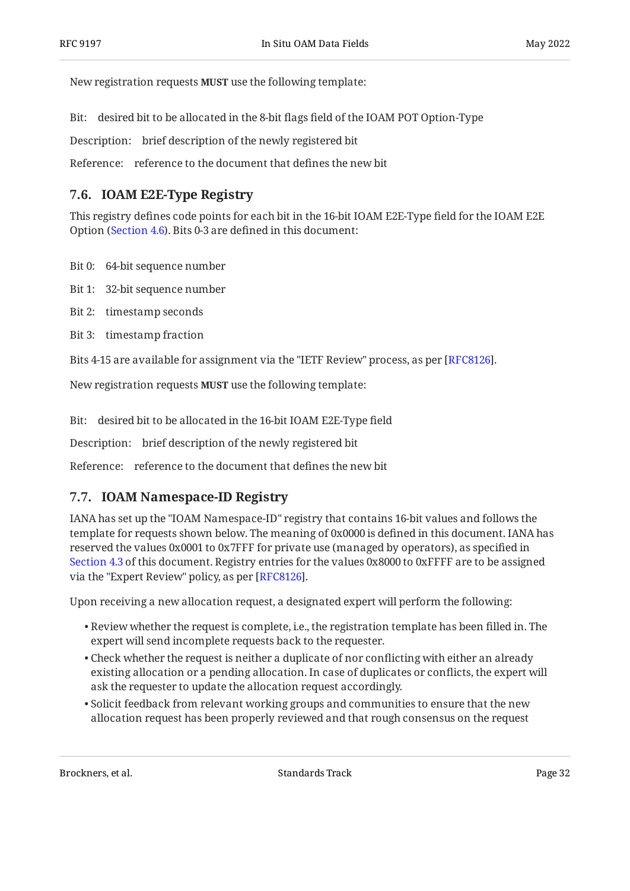New registration requests **MUST** use the following template:

Bit: desired bit to be allocated in the 8-bit flags field of the IOAM POT Option-Type

Description: brief description of the newly registered bit

Reference: reference to the document that defines the new bit

## 7.6. IOAM E2E-Type Registry

This registry defines code points for each bit in the 16-bit IOAM E2E-Type field for the IOAM E2E Option (Section 4.6). Bits 0-3 are defined in this document:

Bit 0: 64-bit sequence number

Bit 1: 32-bit sequence number

Bit 2: timestamp seconds

Bit 3: timestamp fraction

Bits 4-15 are available for assignment via the "IETF Review" process, as per [RFC8126].

New registration requests **MUST** use the following template:

Bit: desired bit to be allocated in the 16-bit IOAM E2E-Type field

Description: brief description of the newly registered bit

Reference: reference to the document that defines the new bit

## 7.7. IOAM Namespace-ID Registry

IANA has set up the "IOAM Namespace-ID" registry that contains 16-bit values and follows the template for requests shown below. The meaning of 0x0000 is defined in this document. IANA has reserved the values 0x0001 to 0x7FFF for private use (managed by operators), as specified in Section 4.3 of this document. Registry entries for the values 0x8000 to 0xFFFF are to be assigned via the "Expert Review" policy, as per [RFC8126].

Upon receiving a new allocation request, a designated expert will perform the following:

- Review whether the request is complete, i.e., the registration template has been filled in. The expert will send incomplete requests back to the requester.
- Check whether the request is neither a duplicate of nor conflicting with either an already existing allocation or a pending allocation. In case of duplicates or conflicts, the expert will ask the requester to update the allocation request accordingly.
- Solicit feedback from relevant working groups and communities to ensure that the new allocation request has been properly reviewed and that rough consensus on the request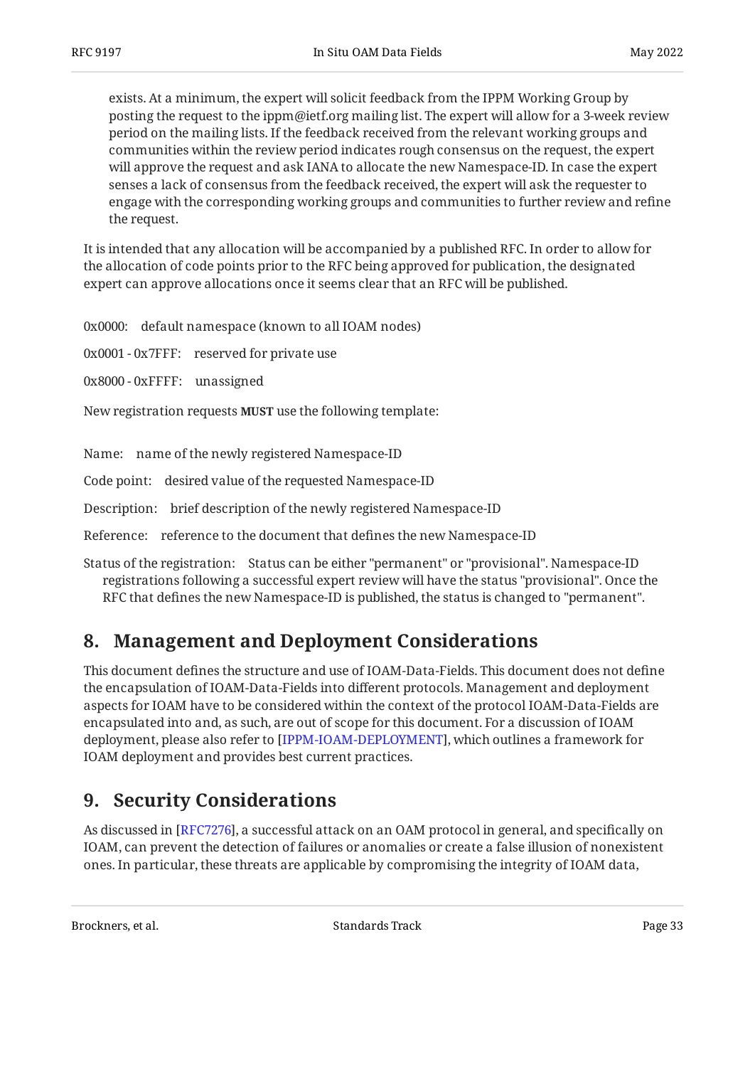exists. At a minimum, the expert will solicit feedback from the IPPM Working Group by posting the request to the ippm@ietf.org mailing list. The expert will allow for a 3-week review period on the mailing lists. If the feedback received from the relevant working groups and communities within the review period indicates rough consensus on the request, the expert will approve the request and ask IANA to allocate the new Namespace-ID. In case the expert senses a lack of consensus from the feedback received, the expert will ask the requester to engage with the corresponding working groups and communities to further review and refine the request.

It is intended that any allocation will be accompanied by a published RFC. In order to allow for the allocation of code points prior to the RFC being approved for publication, the designated expert can approve allocations once it seems clear that an RFC will be published.

0x0000: default namespace (known to all IOAM nodes)

0x0001 - 0x7FFF: reserved for private use

0x8000 - 0xFFFF: unassigned

New registration requests **MUST** use the following template:

Name: name of the newly registered Namespace-ID

Code point: desired value of the requested Namespace-ID

Description: brief description of the newly registered Namespace-ID

Reference: reference to the document that defines the new Namespace-ID

Status of the registration: Status can be either "permanent" or "provisional". Namespace-ID registrations following a successful expert review will have the status "provisional". Once the RFC that defines the new Namespace-ID is published, the status is changed to "permanent".

## 8. Management and Deployment Considerations

This document defines the structure and use of IOAM-Data-Fields. This document does not define the encapsulation of IOAM-Data-Fields into different protocols. Management and deployment aspects for IOAM have to be considered within the context of the protocol IOAM-Data-Fields are encapsulated into and, as such, are out of scope for this document. For a discussion of IOAM deployment, please also refer to [IPPM-IOAM-DEPLOYMENT], which outlines a framework for IOAM deployment and provides best current practices.

## 9. Security Considerations

As discussed in [RFC7276], a successful attack on an OAM protocol in general, and specifically on IOAM, can prevent the detection of failures or anomalies or create a false illusion of nonexistent ones. In particular, these threats are applicable by compromising the integrity of IOAM data,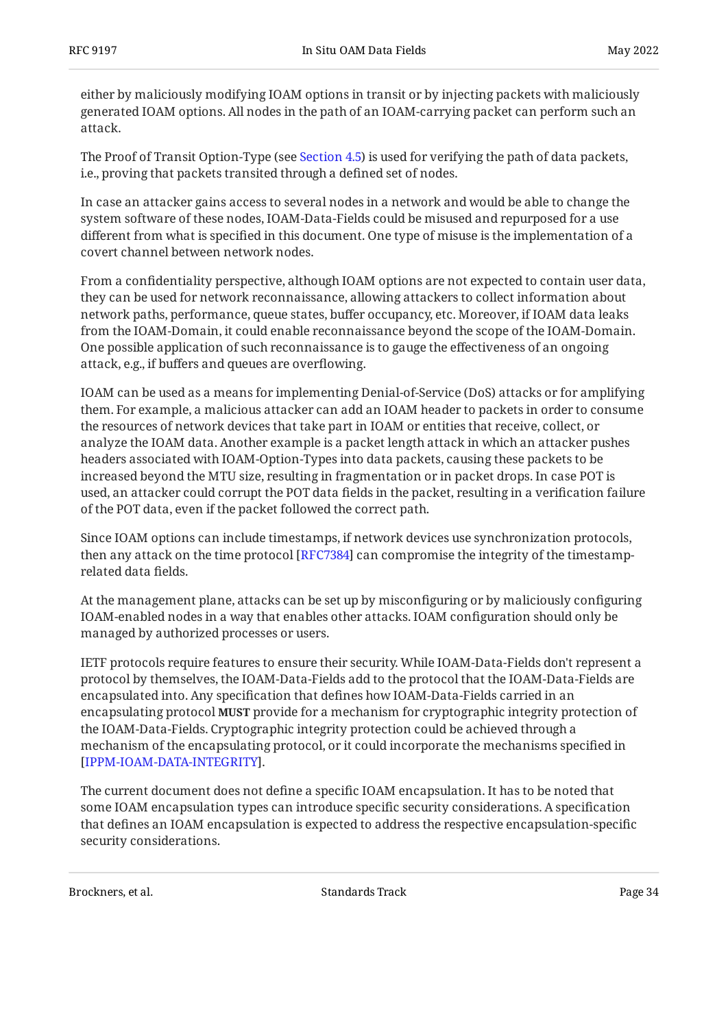either by maliciously modifying IOAM options in transit or by injecting packets with maliciously generated IOAM options. All nodes in the path of an IOAM-carrying packet can perform such an attack.

The Proof of Transit Option-Type (see Section 4.5) is used for verifying the path of data packets, i.e., proving that packets transited through a defined set of nodes.

In case an attacker gains access to several nodes in a network and would be able to change the system software of these nodes, IOAM-Data-Fields could be misused and repurposed for a use different from what is specified in this document. One type of misuse is the implementation of a covert channel between network nodes.

From a confidentiality perspective, although IOAM options are not expected to contain user data, they can be used for network reconnaissance, allowing attackers to collect information about network paths, performance, queue states, buffer occupancy, etc. Moreover, if IOAM data leaks from the IOAM-Domain, it could enable reconnaissance beyond the scope of the IOAM-Domain. One possible application of such reconnaissance is to gauge the effectiveness of an ongoing attack, e.g., if buffers and queues are overflowing.

IOAM can be used as a means for implementing Denial-of-Service (DoS) attacks or for amplifying them. For example, a malicious attacker can add an IOAM header to packets in order to consume the resources of network devices that take part in IOAM or entities that receive, collect, or analyze the IOAM data. Another example is a packet length attack in which an attacker pushes headers associated with IOAM-Option-Types into data packets, causing these packets to be increased beyond the MTU size, resulting in fragmentation or in packet drops. In case POT is used, an attacker could corrupt the POT data fields in the packet, resulting in a verification failure of the POT data, even if the packet followed the correct path.

Since IOAM options can include timestamps, if network devices use synchronization protocols, then any attack on the time protocol [RFC7384] can compromise the integrity of the timestamp-related data fields.

At the management plane, attacks can be set up by misconfiguring or by maliciously configuring IOAM-enabled nodes in a way that enables other attacks. IOAM configuration should only be managed by authorized processes or users.

IETF protocols require features to ensure their security. While IOAM-Data-Fields don't represent a protocol by themselves, the IOAM-Data-Fields add to the protocol that the IOAM-Data-Fields are encapsulated into. Any specification that defines how IOAM-Data-Fields carried in an encapsulating protocol **MUST** provide for a mechanism for cryptographic integrity protection of the IOAM-Data-Fields. Cryptographic integrity protection could be achieved through a mechanism of the encapsulating protocol, or it could incorporate the mechanisms specified in [IPPM-IOAM-DATA-INTEGRITY].

The current document does not define a specific IOAM encapsulation. It has to be noted that some IOAM encapsulation types can introduce specific security considerations. A specification that defines an IOAM encapsulation is expected to address the respective encapsulation-specific security considerations.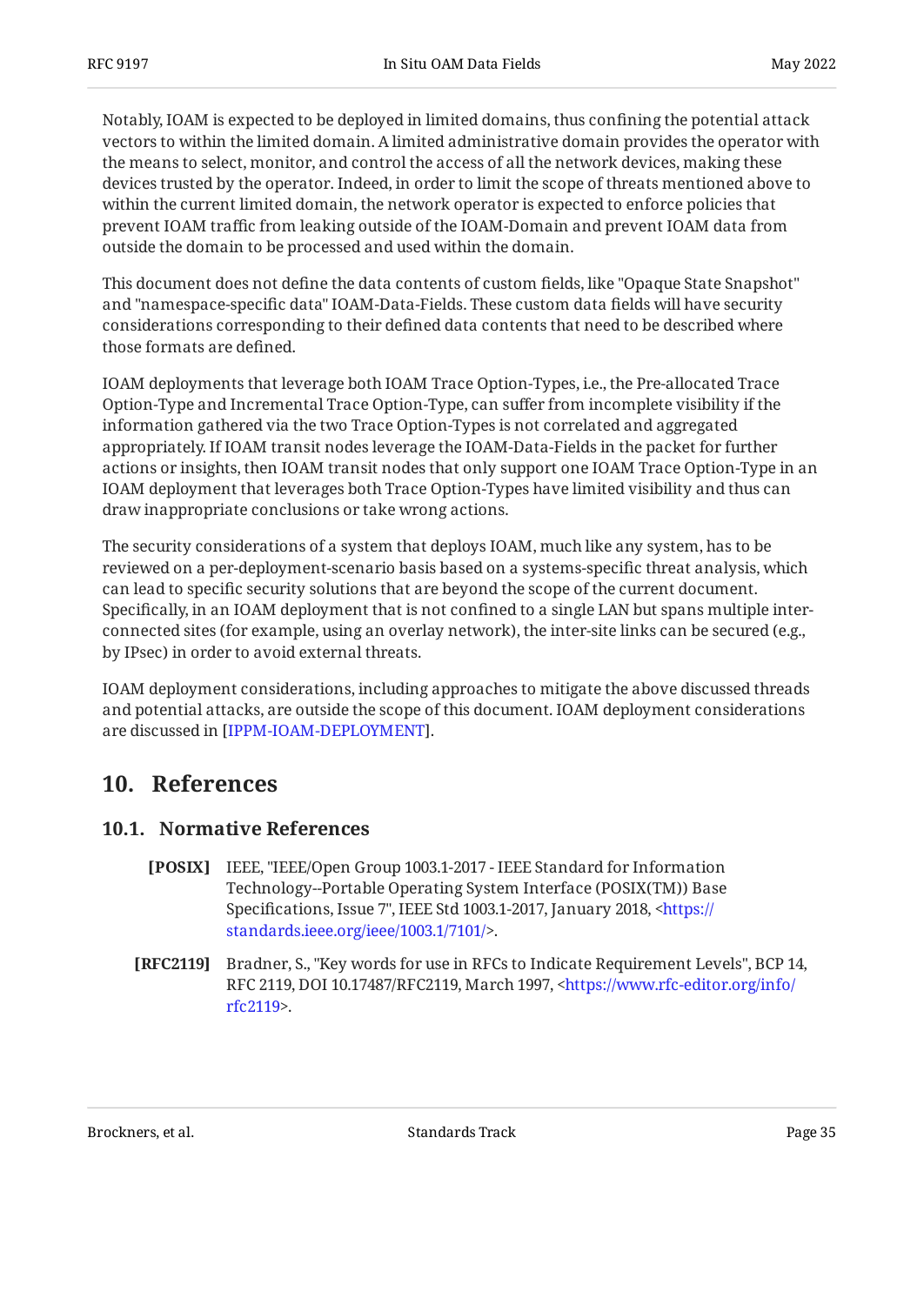Notably, IOAM is expected to be deployed in limited domains, thus confining the potential attack vectors to within the limited domain. A limited administrative domain provides the operator with the means to select, monitor, and control the access of all the network devices, making these devices trusted by the operator. Indeed, in order to limit the scope of threats mentioned above to within the current limited domain, the network operator is expected to enforce policies that prevent IOAM traffic from leaking outside of the IOAM-Domain and prevent IOAM data from outside the domain to be processed and used within the domain.

This document does not define the data contents of custom fields, like "Opaque State Snapshot" and "namespace-specific data" IOAM-Data-Fields. These custom data fields will have security considerations corresponding to their defined data contents that need to be described where those formats are defined.

IOAM deployments that leverage both IOAM Trace Option-Types, i.e., the Pre-allocated Trace Option-Type and Incremental Trace Option-Type, can suffer from incomplete visibility if the information gathered via the two Trace Option-Types is not correlated and aggregated appropriately. If IOAM transit nodes leverage the IOAM-Data-Fields in the packet for further actions or insights, then IOAM transit nodes that only support one IOAM Trace Option-Type in an IOAM deployment that leverages both Trace Option-Types have limited visibility and thus can draw inappropriate conclusions or take wrong actions.

The security considerations of a system that deploys IOAM, much like any system, has to be reviewed on a per-deployment-scenario basis based on a systems-specific threat analysis, which can lead to specific security solutions that are beyond the scope of the current document. Specifically, in an IOAM deployment that is not confined to a single LAN but spans multiple inter-connected sites (for example, using an overlay network), the inter-site links can be secured (e.g., by IPsec) in order to avoid external threats.

IOAM deployment considerations, including approaches to mitigate the above discussed threads and potential attacks, are outside the scope of this document. IOAM deployment considerations are discussed in [IPPM-IOAM-DEPLOYMENT].

# 10. References

## 10.1. Normative References

**[POSIX]** IEEE, "IEEE/Open Group 1003.1-2017 - IEEE Standard for Information Technology--Portable Operating System Interface (POSIX(TM)) Base Specifications, Issue 7", IEEE Std 1003.1-2017, January 2018, <https://standards.ieee.org/ieee/1003.1/7101/>.

**[RFC2119]** Bradner, S., "Key words for use in RFCs to Indicate Requirement Levels", BCP 14, RFC 2119, DOI 10.17487/RFC2119, March 1997, <https://www.rfc-editor.org/info/rfc2119>.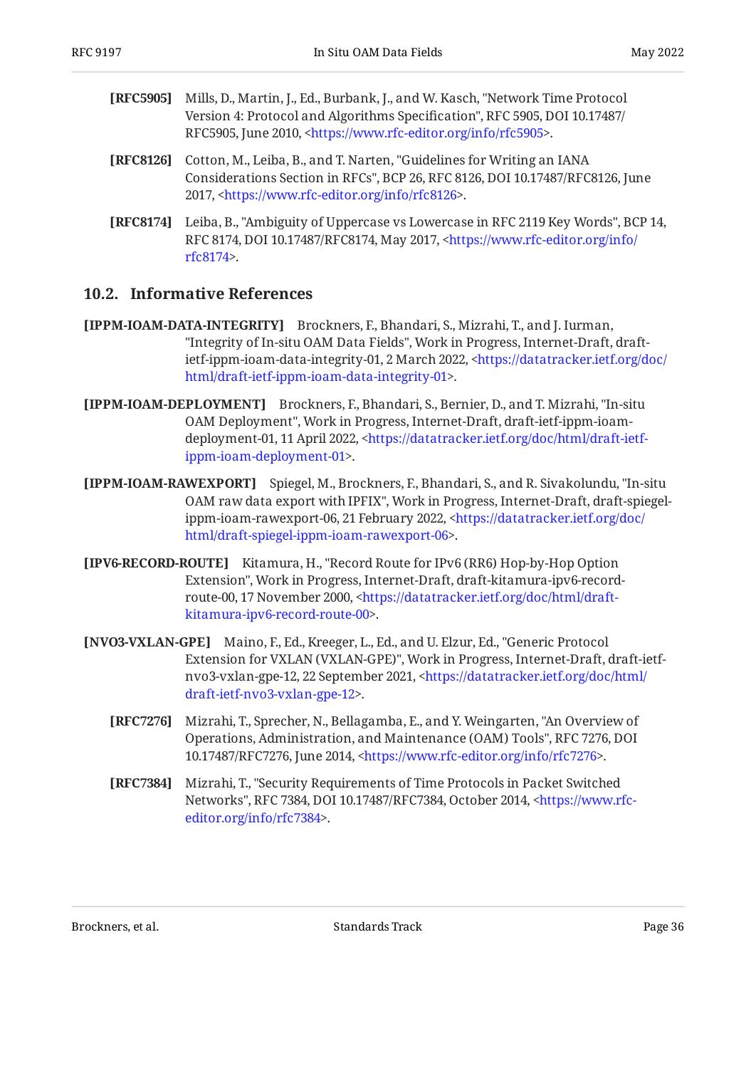**[RFC5905]** Mills, D., Martin, J., Ed., Burbank, J., and W. Kasch, "Network Time Protocol Version 4: Protocol and Algorithms Specification", RFC 5905, DOI 10.17487/RFC5905, June 2010, <https://www.rfc-editor.org/info/rfc5905>.

**[RFC8126]** Cotton, M., Leiba, B., and T. Narten, "Guidelines for Writing an IANA Considerations Section in RFCs", BCP 26, RFC 8126, DOI 10.17487/RFC8126, June 2017, <https://www.rfc-editor.org/info/rfc8126>.

**[RFC8174]** Leiba, B., "Ambiguity of Uppercase vs Lowercase in RFC 2119 Key Words", BCP 14, RFC 8174, DOI 10.17487/RFC8174, May 2017, <https://www.rfc-editor.org/info/rfc8174>.

## 10.2. Informative References

**[IPPM-IOAM-DATA-INTEGRITY]** Brockners, F., Bhandari, S., Mizrahi, T., and J. Iurman, "Integrity of In-situ OAM Data Fields", Work in Progress, Internet-Draft, draft-ietf-ippm-ioam-data-integrity-01, 2 March 2022, <https://datatracker.ietf.org/doc/html/draft-ietf-ippm-ioam-data-integrity-01>.

**[IPPM-IOAM-DEPLOYMENT]** Brockners, F., Bhandari, S., Bernier, D., and T. Mizrahi, "In-situ OAM Deployment", Work in Progress, Internet-Draft, draft-ietf-ippm-ioam-deployment-01, 11 April 2022, <https://datatracker.ietf.org/doc/html/draft-ietf-ippm-ioam-deployment-01>.

**[IPPM-IOAM-RAWEXPORT]** Spiegel, M., Brockners, F., Bhandari, S., and R. Sivakolundu, "In-situ OAM raw data export with IPFIX", Work in Progress, Internet-Draft, draft-spiegel-ippm-ioam-rawexport-06, 21 February 2022, <https://datatracker.ietf.org/doc/html/draft-spiegel-ippm-ioam-rawexport-06>.

**[IPV6-RECORD-ROUTE]** Kitamura, H., "Record Route for IPv6 (RR6) Hop-by-Hop Option Extension", Work in Progress, Internet-Draft, draft-kitamura-ipv6-record-route-00, 17 November 2000, <https://datatracker.ietf.org/doc/html/draft-kitamura-ipv6-record-route-00>.

**[NVO3-VXLAN-GPE]** Maino, F., Ed., Kreeger, L., Ed., and U. Elzur, Ed., "Generic Protocol Extension for VXLAN (VXLAN-GPE)", Work in Progress, Internet-Draft, draft-ietf-nvo3-vxlan-gpe-12, 22 September 2021, <https://datatracker.ietf.org/doc/html/draft-ietf-nvo3-vxlan-gpe-12>.

**[RFC7276]** Mizrahi, T., Sprecher, N., Bellagamba, E., and Y. Weingarten, "An Overview of Operations, Administration, and Maintenance (OAM) Tools", RFC 7276, DOI 10.17487/RFC7276, June 2014, <https://www.rfc-editor.org/info/rfc7276>.

**[RFC7384]** Mizrahi, T., "Security Requirements of Time Protocols in Packet Switched Networks", RFC 7384, DOI 10.17487/RFC7384, October 2014, <https://www.rfc-editor.org/info/rfc7384>.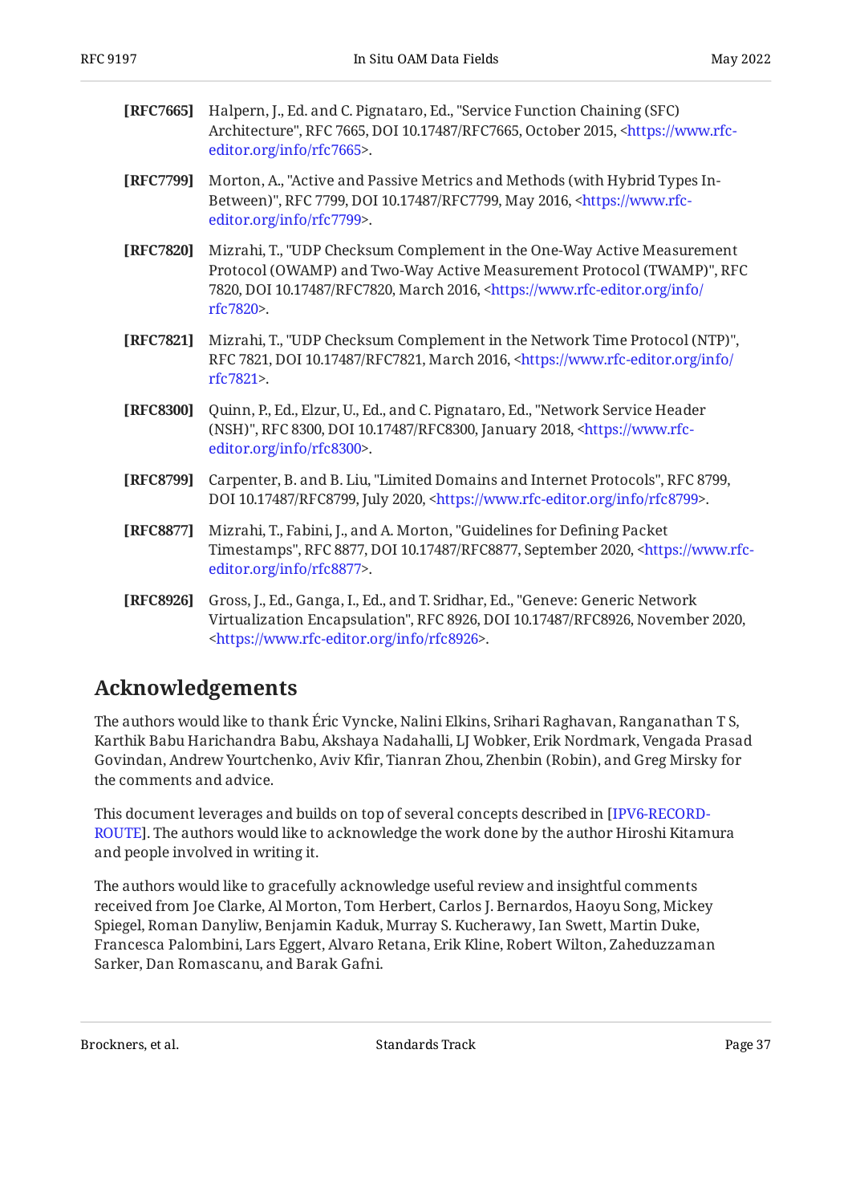**[RFC7665]** Halpern, J., Ed. and C. Pignataro, Ed., "Service Function Chaining (SFC) Architecture", RFC 7665, DOI 10.17487/RFC7665, October 2015, <https://www.rfc-editor.org/info/rfc7665>.

**[RFC7799]** Morton, A., "Active and Passive Metrics and Methods (with Hybrid Types In-Between)", RFC 7799, DOI 10.17487/RFC7799, May 2016, <https://www.rfc-editor.org/info/rfc7799>.

**[RFC7820]** Mizrahi, T., "UDP Checksum Complement in the One-Way Active Measurement Protocol (OWAMP) and Two-Way Active Measurement Protocol (TWAMP)", RFC 7820, DOI 10.17487/RFC7820, March 2016, <https://www.rfc-editor.org/info/rfc7820>.

**[RFC7821]** Mizrahi, T., "UDP Checksum Complement in the Network Time Protocol (NTP)", RFC 7821, DOI 10.17487/RFC7821, March 2016, <https://www.rfc-editor.org/info/rfc7821>.

**[RFC8300]** Quinn, P., Ed., Elzur, U., Ed., and C. Pignataro, Ed., "Network Service Header (NSH)", RFC 8300, DOI 10.17487/RFC8300, January 2018, <https://www.rfc-editor.org/info/rfc8300>.

**[RFC8799]** Carpenter, B. and B. Liu, "Limited Domains and Internet Protocols", RFC 8799, DOI 10.17487/RFC8799, July 2020, <https://www.rfc-editor.org/info/rfc8799>.

**[RFC8877]** Mizrahi, T., Fabini, J., and A. Morton, "Guidelines for Defining Packet Timestamps", RFC 8877, DOI 10.17487/RFC8877, September 2020, <https://www.rfc-editor.org/info/rfc8877>.

**[RFC8926]** Gross, J., Ed., Ganga, I., Ed., and T. Sridhar, Ed., "Geneve: Generic Network Virtualization Encapsulation", RFC 8926, DOI 10.17487/RFC8926, November 2020, <https://www.rfc-editor.org/info/rfc8926>.

## Acknowledgements

The authors would like to thank Éric Vyncke, Nalini Elkins, Srihari Raghavan, Ranganathan T S, Karthik Babu Harichandra Babu, Akshaya Nadahalli, LJ Wobker, Erik Nordmark, Vengada Prasad Govindan, Andrew Yourtchenko, Aviv Kfir, Tianran Zhou, Zhenbin (Robin), and Greg Mirsky for the comments and advice.

This document leverages and builds on top of several concepts described in [IPV6-RECORD-ROUTE]. The authors would like to acknowledge the work done by the author Hiroshi Kitamura and people involved in writing it.

The authors would like to gracefully acknowledge useful review and insightful comments received from Joe Clarke, Al Morton, Tom Herbert, Carlos J. Bernardos, Haoyu Song, Mickey Spiegel, Roman Danyliw, Benjamin Kaduk, Murray S. Kucherawy, Ian Swett, Martin Duke, Francesca Palombini, Lars Eggert, Alvaro Retana, Erik Kline, Robert Wilton, Zaheduzzaman Sarker, Dan Romascanu, and Barak Gafni.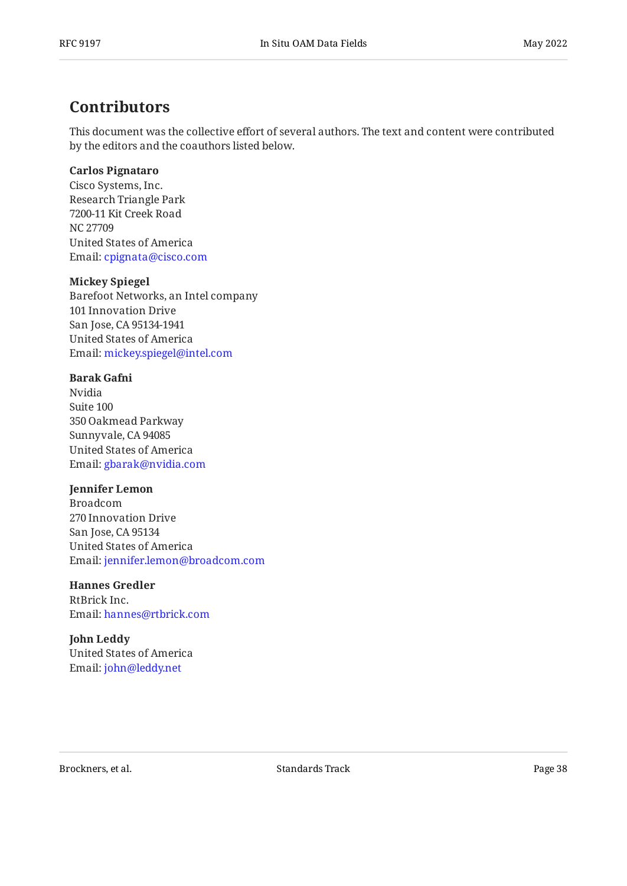## Contributors

This document was the collective effort of several authors. The text and content were contributed by the editors and the coauthors listed below.

**Carlos Pignataro**
Cisco Systems, Inc.
Research Triangle Park
7200-11 Kit Creek Road
NC 27709
United States of America
Email: cpignata@cisco.com

**Mickey Spiegel**
Barefoot Networks, an Intel company
101 Innovation Drive
San Jose, CA 95134-1941
United States of America
Email: mickey.spiegel@intel.com

**Barak Gafni**
Nvidia
Suite 100
350 Oakmead Parkway
Sunnyvale, CA 94085
United States of America
Email: gbarak@nvidia.com

**Jennifer Lemon**
Broadcom
270 Innovation Drive
San Jose, CA 95134
United States of America
Email: jennifer.lemon@broadcom.com

**Hannes Gredler**
RtBrick Inc.
Email: hannes@rtbrick.com

**John Leddy**
United States of America
Email: john@leddy.net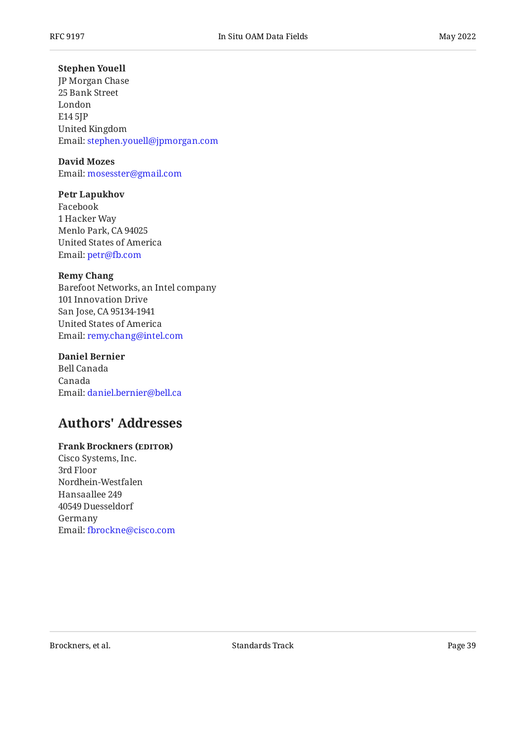**Stephen Youell**
JP Morgan Chase
25 Bank Street
London
E14 5JP
United Kingdom
Email: stephen.youell@jpmorgan.com

**David Mozes**
Email: mosesster@gmail.com

**Petr Lapukhov**
Facebook
1 Hacker Way
Menlo Park, CA 94025
United States of America
Email: petr@fb.com

**Remy Chang**
Barefoot Networks, an Intel company
101 Innovation Drive
San Jose, CA 95134-1941
United States of America
Email: remy.chang@intel.com

**Daniel Bernier**
Bell Canada
Canada
Email: daniel.bernier@bell.ca

## Authors' Addresses

**Frank Brockners (EDITOR)**
Cisco Systems, Inc.
3rd Floor
Nordhein-Westfalen
Hansaallee 249
40549 Duesseldorf
Germany
Email: fbrockne@cisco.com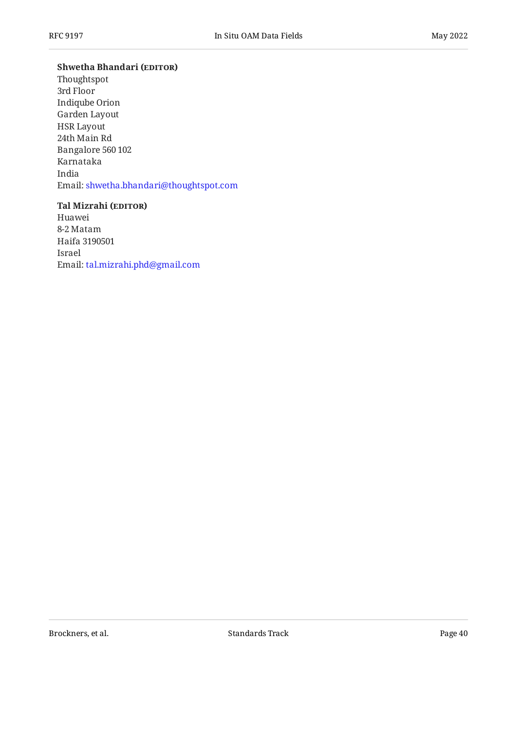**Shwetha Bhandari (EDITOR)**
Thoughtspot
3rd Floor
Indiqube Orion
Garden Layout
HSR Layout
24th Main Rd
Bangalore 560 102
Karnataka
India
Email: shwetha.bhandari@thoughtspot.com

**Tal Mizrahi (EDITOR)**
Huawei
8-2 Matam
Haifa 3190501
Israel
Email: tal.mizrahi.phd@gmail.com